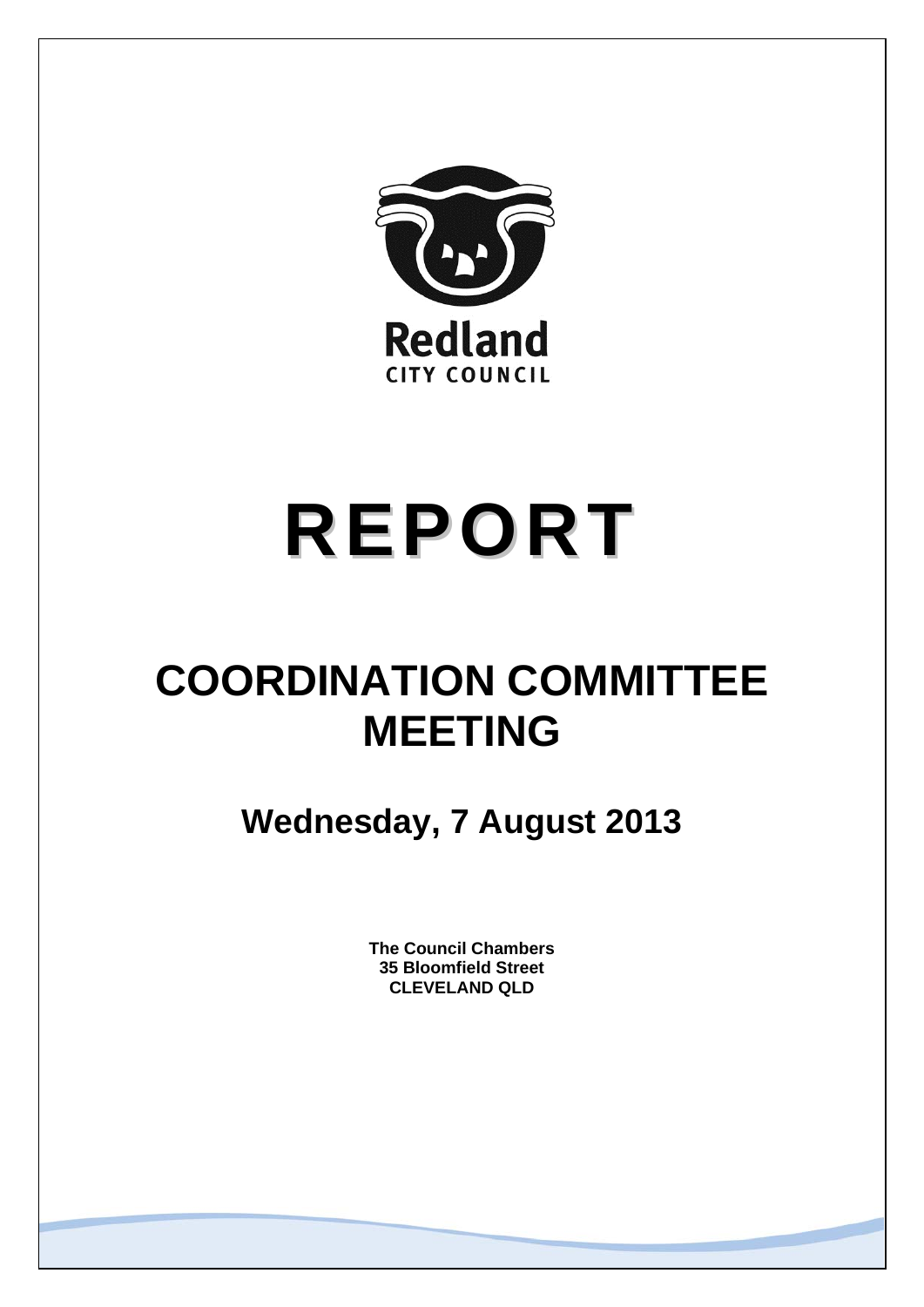Redland
CITY COUNCIL

# REPORT

# COORDINATION COMMITTEE MEETING

## Wednesday, 7 August 2013

**The Council Chambers**
**35 Bloomfield Street**
**CLEVELAND QLD**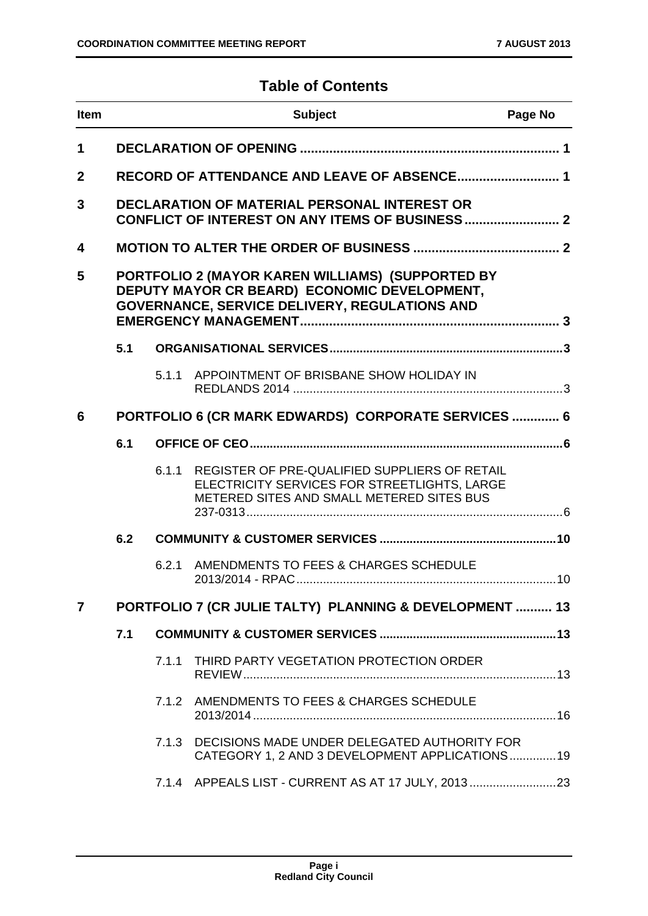## Table of Contents

| Item | | | Subject | Page No |
|---|---|---|---|---|
| **1** | | | **DECLARATION OF OPENING** | **1** |
| **2** | | | **RECORD OF ATTENDANCE AND LEAVE OF ABSENCE** | **1** |
| **3** | | | **DECLARATION OF MATERIAL PERSONAL INTEREST OR CONFLICT OF INTEREST ON ANY ITEMS OF BUSINESS** | **2** |
| **4** | | | **MOTION TO ALTER THE ORDER OF BUSINESS** | **2** |
| **5** | | | **PORTFOLIO 2 (MAYOR KAREN WILLIAMS) (SUPPORTED BY DEPUTY MAYOR CR BEARD) ECONOMIC DEVELOPMENT, GOVERNANCE, SERVICE DELIVERY, REGULATIONS AND EMERGENCY MANAGEMENT** | **3** |
| | **5.1** | | **ORGANISATIONAL SERVICES** | **3** |
| | | 5.1.1 | APPOINTMENT OF BRISBANE SHOW HOLIDAY IN REDLANDS 2014 | 3 |
| **6** | | | **PORTFOLIO 6 (CR MARK EDWARDS) CORPORATE SERVICES** | **6** |
| | **6.1** | | **OFFICE OF CEO** | **6** |
| | | 6.1.1 | REGISTER OF PRE-QUALIFIED SUPPLIERS OF RETAIL ELECTRICITY SERVICES FOR STREETLIGHTS, LARGE METERED SITES AND SMALL METERED SITES BUS 237-0313 | 6 |
| | **6.2** | | **COMMUNITY & CUSTOMER SERVICES** | **10** |
| | | 6.2.1 | AMENDMENTS TO FEES & CHARGES SCHEDULE 2013/2014 - RPAC | 10 |
| **7** | | | **PORTFOLIO 7 (CR JULIE TALTY) PLANNING & DEVELOPMENT** | **13** |
| | **7.1** | | **COMMUNITY & CUSTOMER SERVICES** | **13** |
| | | 7.1.1 | THIRD PARTY VEGETATION PROTECTION ORDER REVIEW | 13 |
| | | 7.1.2 | AMENDMENTS TO FEES & CHARGES SCHEDULE 2013/2014 | 16 |
| | | 7.1.3 | DECISIONS MADE UNDER DELEGATED AUTHORITY FOR CATEGORY 1, 2 AND 3 DEVELOPMENT APPLICATIONS | 19 |
| | | 7.1.4 | APPEALS LIST - CURRENT AS AT 17 JULY, 2013 | 23 |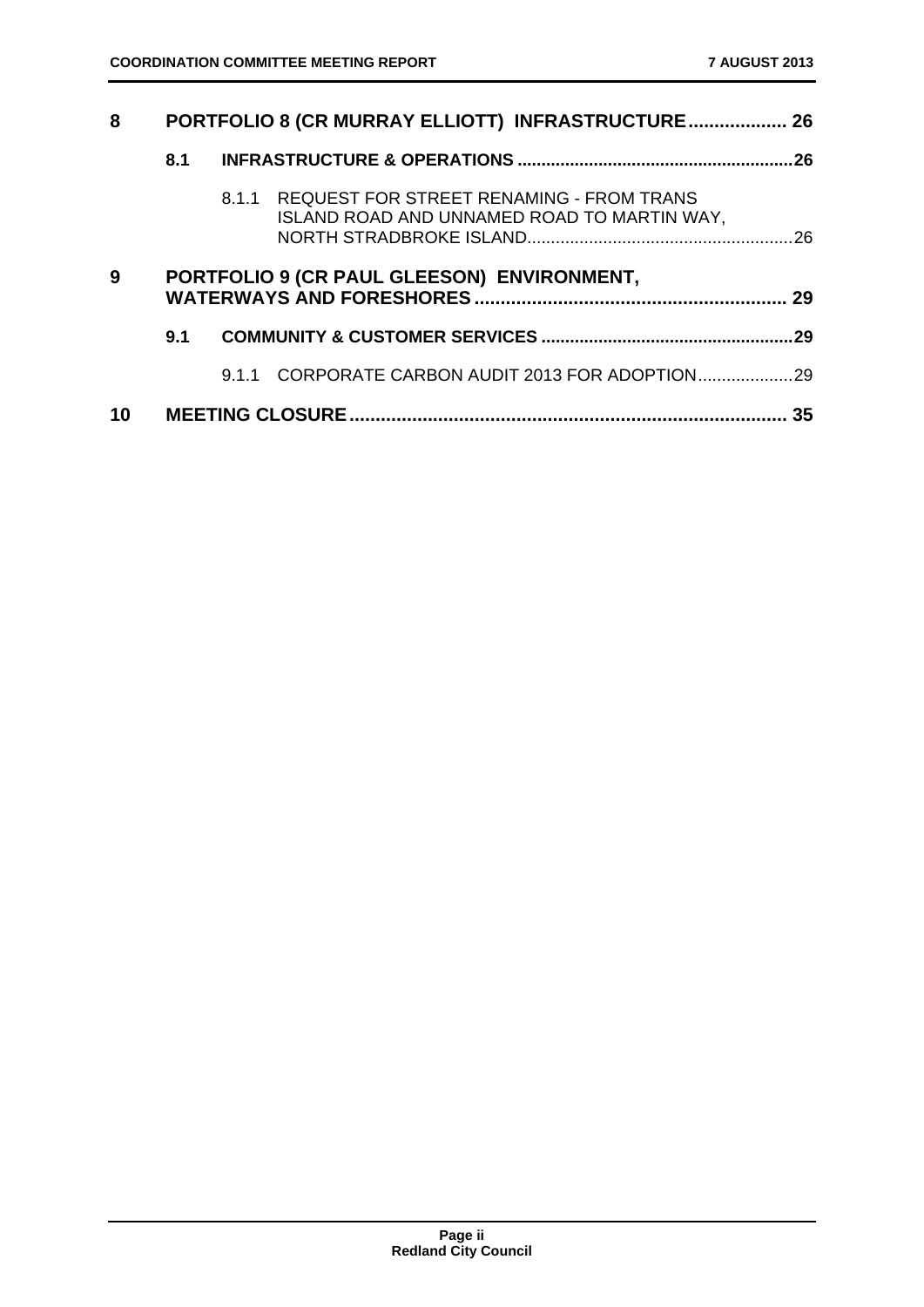| | | | |
|---|---|---|---|
| **8** | **PORTFOLIO 8 (CR MURRAY ELLIOTT) INFRASTRUCTURE** | | **26** |
| | **8.1** | **INFRASTRUCTURE & OPERATIONS** | **26** |
| | | 8.1.1 REQUEST FOR STREET RENAMING - FROM TRANS ISLAND ROAD AND UNNAMED ROAD TO MARTIN WAY, NORTH STRADBROKE ISLAND | 26 |
| **9** | **PORTFOLIO 9 (CR PAUL GLEESON) ENVIRONMENT, WATERWAYS AND FORESHORES** | | **29** |
| | **9.1** | **COMMUNITY & CUSTOMER SERVICES** | **29** |
| | | 9.1.1 CORPORATE CARBON AUDIT 2013 FOR ADOPTION | 29 |
| **10** | **MEETING CLOSURE** | | **35** |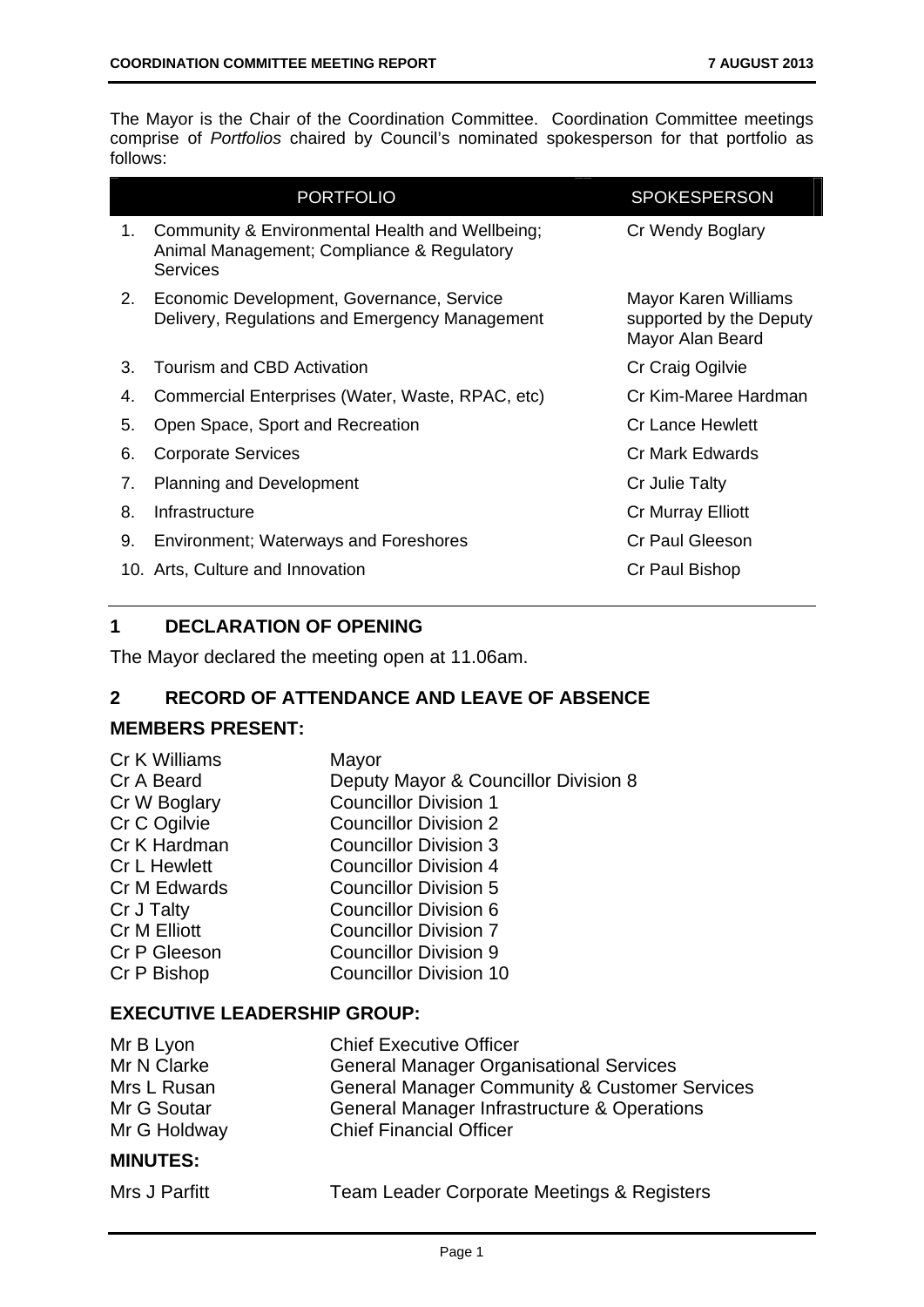The Mayor is the Chair of the Coordination Committee. Coordination Committee meetings comprise of *Portfolios* chaired by Council's nominated spokesperson for that portfolio as follows:

| | PORTFOLIO | SPOKESPERSON |
|---|---|---|
| 1. | Community & Environmental Health and Wellbeing; Animal Management; Compliance & Regulatory Services | Cr Wendy Boglary |
| 2. | Economic Development, Governance, Service Delivery, Regulations and Emergency Management | Mayor Karen Williams supported by the Deputy Mayor Alan Beard |
| 3. | Tourism and CBD Activation | Cr Craig Ogilvie |
| 4. | Commercial Enterprises (Water, Waste, RPAC, etc) | Cr Kim-Maree Hardman |
| 5. | Open Space, Sport and Recreation | Cr Lance Hewlett |
| 6. | Corporate Services | Cr Mark Edwards |
| 7. | Planning and Development | Cr Julie Talty |
| 8. | Infrastructure | Cr Murray Elliott |
| 9. | Environment; Waterways and Foreshores | Cr Paul Gleeson |
| 10. | Arts, Culture and Innovation | Cr Paul Bishop |

## 1 DECLARATION OF OPENING

The Mayor declared the meeting open at 11.06am.

## 2 RECORD OF ATTENDANCE AND LEAVE OF ABSENCE

### MEMBERS PRESENT:

| | |
|---|---|
| Cr K Williams | Mayor |
| Cr A Beard | Deputy Mayor & Councillor Division 8 |
| Cr W Boglary | Councillor Division 1 |
| Cr C Ogilvie | Councillor Division 2 |
| Cr K Hardman | Councillor Division 3 |
| Cr L Hewlett | Councillor Division 4 |
| Cr M Edwards | Councillor Division 5 |
| Cr J Talty | Councillor Division 6 |
| Cr M Elliott | Councillor Division 7 |
| Cr P Gleeson | Councillor Division 9 |
| Cr P Bishop | Councillor Division 10 |

### EXECUTIVE LEADERSHIP GROUP:

| | |
|---|---|
| Mr B Lyon | Chief Executive Officer |
| Mr N Clarke | General Manager Organisational Services |
| Mrs L Rusan | General Manager Community & Customer Services |
| Mr G Soutar | General Manager Infrastructure & Operations |
| Mr G Holdway | Chief Financial Officer |

### MINUTES:

| | |
|---|---|
| Mrs J Parfitt | Team Leader Corporate Meetings & Registers |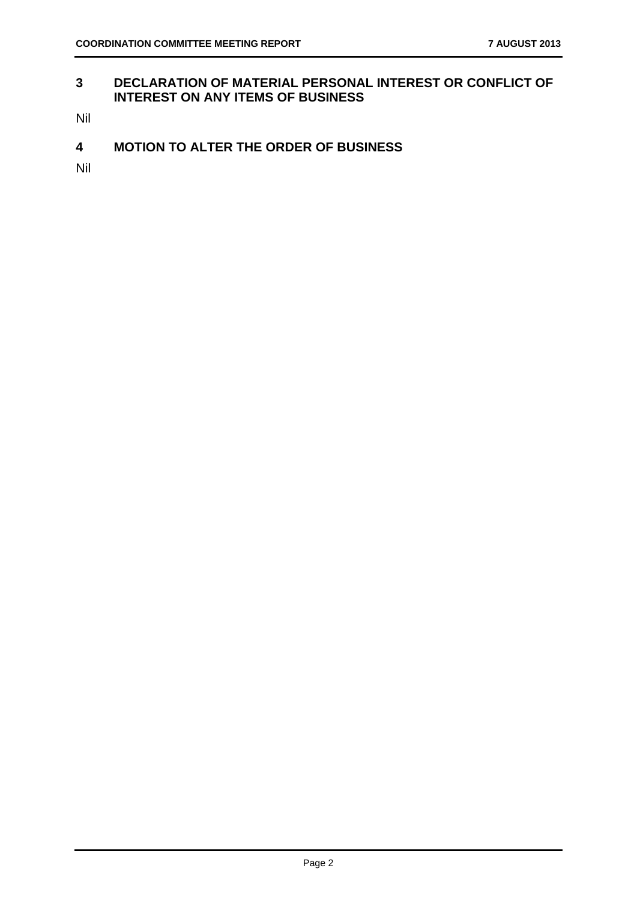## 3 DECLARATION OF MATERIAL PERSONAL INTEREST OR CONFLICT OF INTEREST ON ANY ITEMS OF BUSINESS

Nil

## 4 MOTION TO ALTER THE ORDER OF BUSINESS

Nil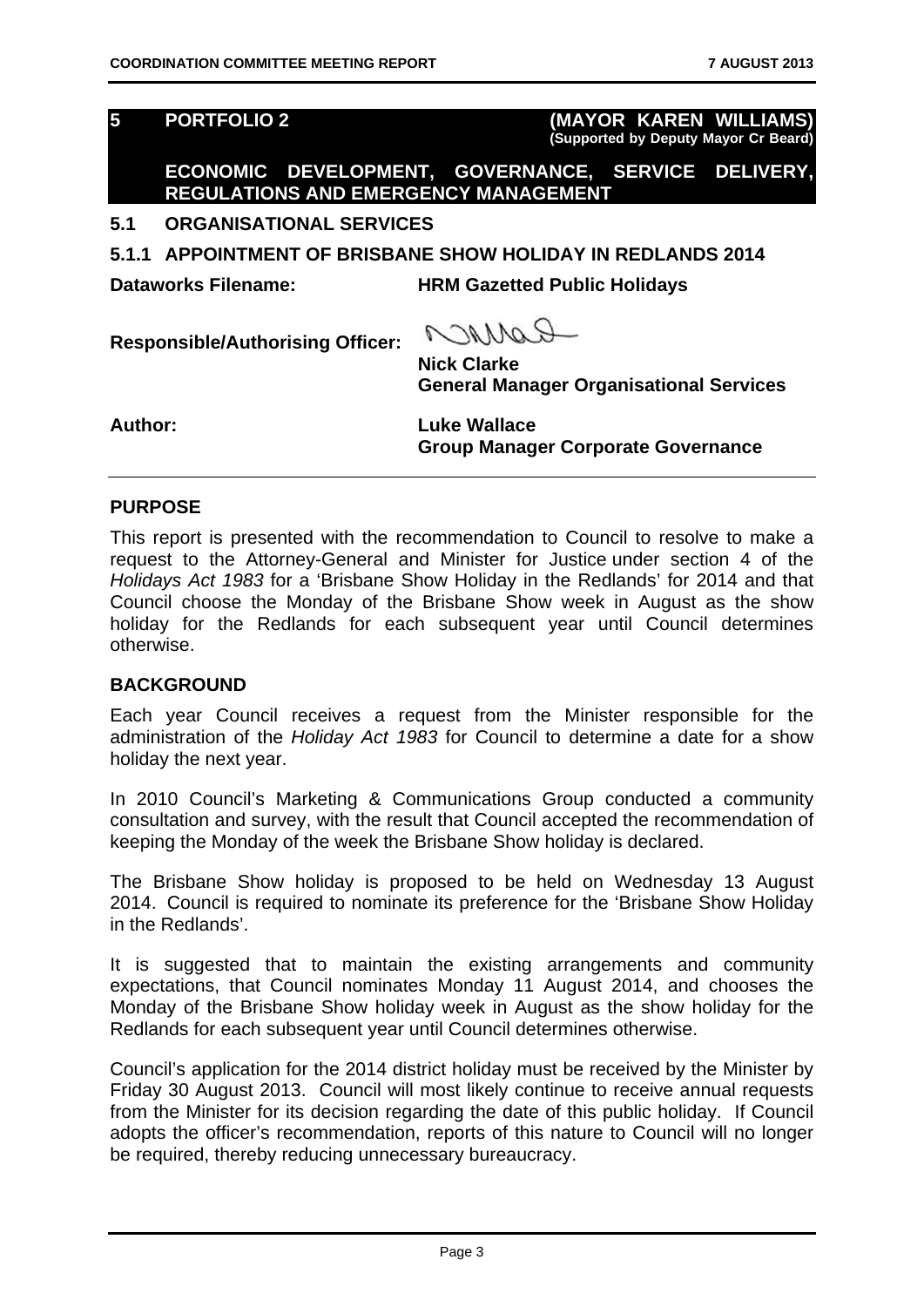## 5 PORTFOLIO 2 (MAYOR KAREN WILLIAMS)
**(Supported by Deputy Mayor Cr Beard)**

**ECONOMIC DEVELOPMENT, GOVERNANCE, SERVICE DELIVERY, REGULATIONS AND EMERGENCY MANAGEMENT**

## 5.1 ORGANISATIONAL SERVICES

### 5.1.1 APPOINTMENT OF BRISBANE SHOW HOLIDAY IN REDLANDS 2014

**Dataworks Filename:** **HRM Gazetted Public Holidays**

**Responsible/Authorising Officer:**

**Nick Clarke**
**General Manager Organisational Services**

**Author:** **Luke Wallace**
**Group Manager Corporate Governance**

---

**PURPOSE**

This report is presented with the recommendation to Council to resolve to make a request to the Attorney-General and Minister for Justice under section 4 of the *Holidays Act 1983* for a 'Brisbane Show Holiday in the Redlands' for 2014 and that Council choose the Monday of the Brisbane Show week in August as the show holiday for the Redlands for each subsequent year until Council determines otherwise.

**BACKGROUND**

Each year Council receives a request from the Minister responsible for the administration of the *Holiday Act 1983* for Council to determine a date for a show holiday the next year.

In 2010 Council's Marketing & Communications Group conducted a community consultation and survey, with the result that Council accepted the recommendation of keeping the Monday of the week the Brisbane Show holiday is declared.

The Brisbane Show holiday is proposed to be held on Wednesday 13 August 2014. Council is required to nominate its preference for the 'Brisbane Show Holiday in the Redlands'.

It is suggested that to maintain the existing arrangements and community expectations, that Council nominates Monday 11 August 2014, and chooses the Monday of the Brisbane Show holiday week in August as the show holiday for the Redlands for each subsequent year until Council determines otherwise.

Council's application for the 2014 district holiday must be received by the Minister by Friday 30 August 2013. Council will most likely continue to receive annual requests from the Minister for its decision regarding the date of this public holiday. If Council adopts the officer's recommendation, reports of this nature to Council will no longer be required, thereby reducing unnecessary bureaucracy.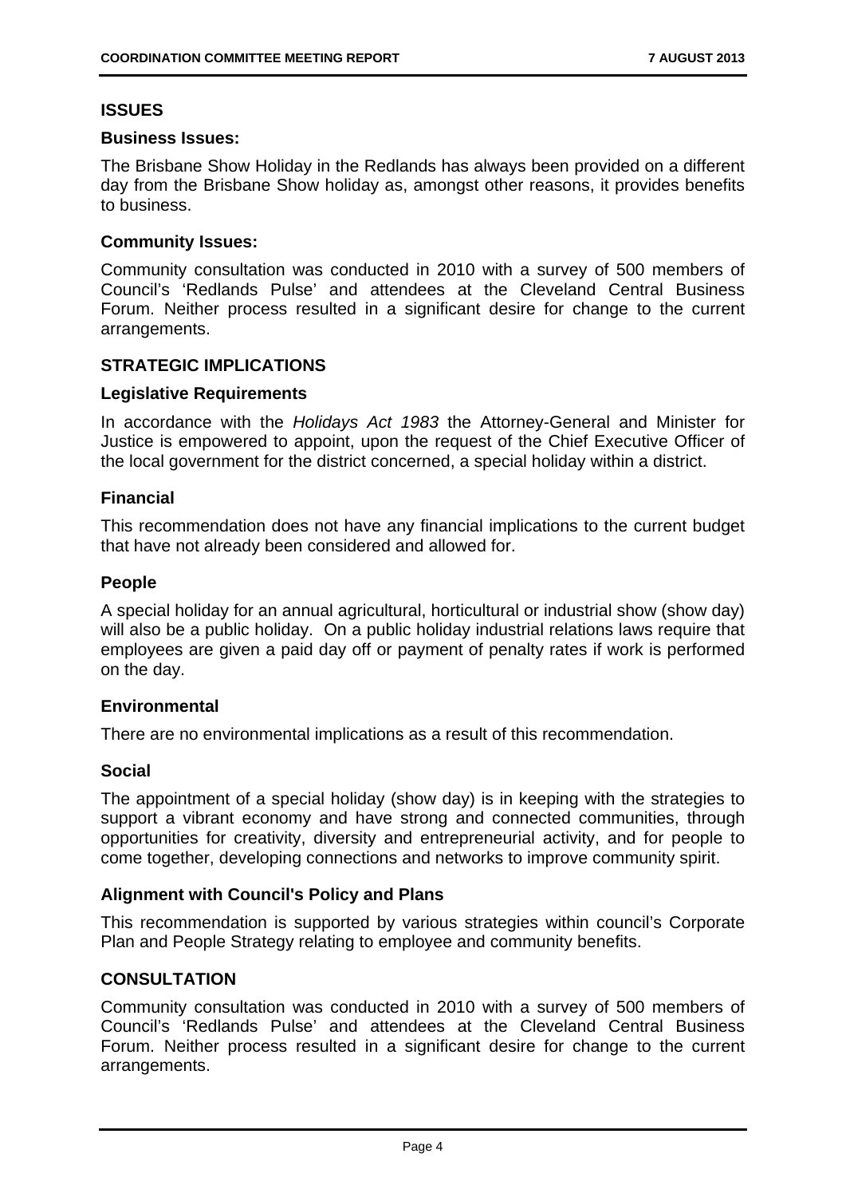## ISSUES

### Business Issues:

The Brisbane Show Holiday in the Redlands has always been provided on a different day from the Brisbane Show holiday as, amongst other reasons, it provides benefits to business.

### Community Issues:

Community consultation was conducted in 2010 with a survey of 500 members of Council's 'Redlands Pulse' and attendees at the Cleveland Central Business Forum. Neither process resulted in a significant desire for change to the current arrangements.

## STRATEGIC IMPLICATIONS

### Legislative Requirements

In accordance with the *Holidays Act 1983* the Attorney-General and Minister for Justice is empowered to appoint, upon the request of the Chief Executive Officer of the local government for the district concerned, a special holiday within a district.

### Financial

This recommendation does not have any financial implications to the current budget that have not already been considered and allowed for.

### People

A special holiday for an annual agricultural, horticultural or industrial show (show day) will also be a public holiday. On a public holiday industrial relations laws require that employees are given a paid day off or payment of penalty rates if work is performed on the day.

### Environmental

There are no environmental implications as a result of this recommendation.

### Social

The appointment of a special holiday (show day) is in keeping with the strategies to support a vibrant economy and have strong and connected communities, through opportunities for creativity, diversity and entrepreneurial activity, and for people to come together, developing connections and networks to improve community spirit.

### Alignment with Council's Policy and Plans

This recommendation is supported by various strategies within council's Corporate Plan and People Strategy relating to employee and community benefits.

## CONSULTATION

Community consultation was conducted in 2010 with a survey of 500 members of Council's 'Redlands Pulse' and attendees at the Cleveland Central Business Forum. Neither process resulted in a significant desire for change to the current arrangements.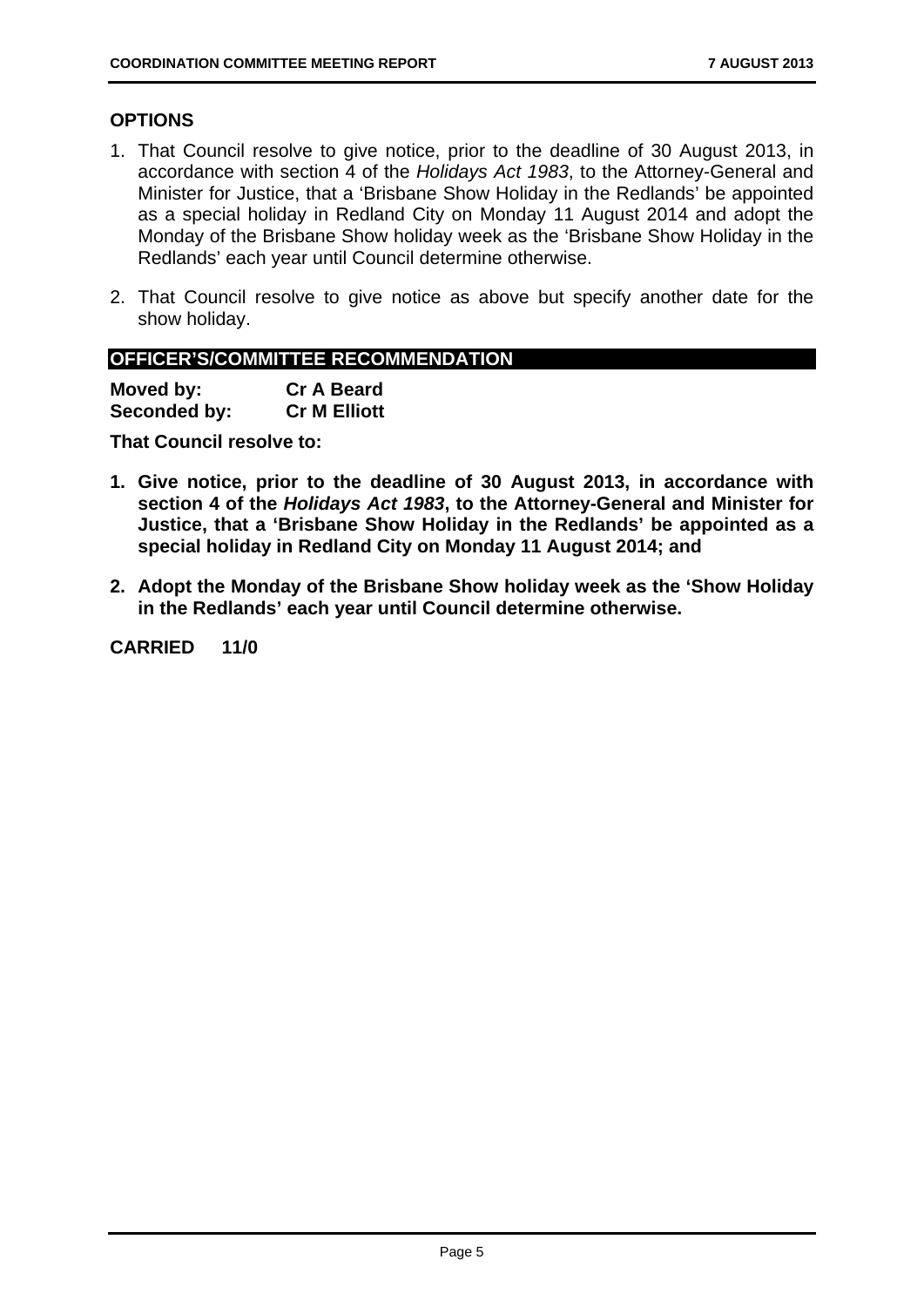## OPTIONS

1. That Council resolve to give notice, prior to the deadline of 30 August 2013, in accordance with section 4 of the *Holidays Act 1983*, to the Attorney-General and Minister for Justice, that a 'Brisbane Show Holiday in the Redlands' be appointed as a special holiday in Redland City on Monday 11 August 2014 and adopt the Monday of the Brisbane Show holiday week as the 'Brisbane Show Holiday in the Redlands' each year until Council determine otherwise.

2. That Council resolve to give notice as above but specify another date for the show holiday.

## OFFICER'S/COMMITTEE RECOMMENDATION

**Moved by:** **Cr A Beard**
**Seconded by:** **Cr M Elliott**

**That Council resolve to:**

1. **Give notice, prior to the deadline of 30 August 2013, in accordance with section 4 of the *Holidays Act 1983*, to the Attorney-General and Minister for Justice, that a 'Brisbane Show Holiday in the Redlands' be appointed as a special holiday in Redland City on Monday 11 August 2014; and**

2. **Adopt the Monday of the Brisbane Show holiday week as the 'Show Holiday in the Redlands' each year until Council determine otherwise.**

**CARRIED 11/0**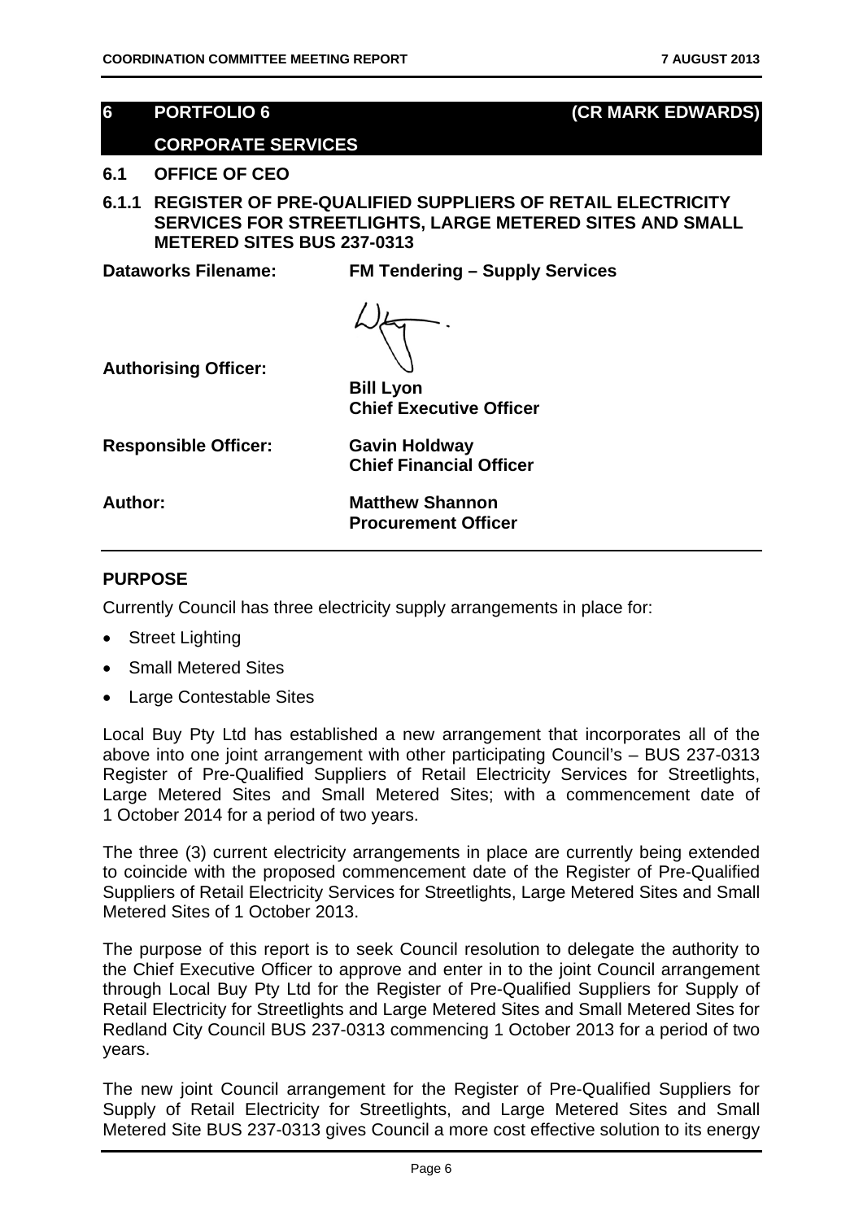## 6 PORTFOLIO 6 (CR MARK EDWARDS)

## CORPORATE SERVICES

### 6.1 OFFICE OF CEO

### 6.1.1 REGISTER OF PRE-QUALIFIED SUPPLIERS OF RETAIL ELECTRICITY SERVICES FOR STREETLIGHTS, LARGE METERED SITES AND SMALL METERED SITES BUS 237-0313

**Dataworks Filename:** **FM Tendering – Supply Services**

**Authorising Officer:** **Bill Lyon**
**Chief Executive Officer**

**Responsible Officer:** **Gavin Holdway**
**Chief Financial Officer**

**Author:** **Matthew Shannon**
**Procurement Officer**

#### PURPOSE

Currently Council has three electricity supply arrangements in place for:

- Street Lighting
- Small Metered Sites
- Large Contestable Sites

Local Buy Pty Ltd has established a new arrangement that incorporates all of the above into one joint arrangement with other participating Council's – BUS 237-0313 Register of Pre-Qualified Suppliers of Retail Electricity Services for Streetlights, Large Metered Sites and Small Metered Sites; with a commencement date of 1 October 2014 for a period of two years.

The three (3) current electricity arrangements in place are currently being extended to coincide with the proposed commencement date of the Register of Pre-Qualified Suppliers of Retail Electricity Services for Streetlights, Large Metered Sites and Small Metered Sites of 1 October 2013.

The purpose of this report is to seek Council resolution to delegate the authority to the Chief Executive Officer to approve and enter in to the joint Council arrangement through Local Buy Pty Ltd for the Register of Pre-Qualified Suppliers for Supply of Retail Electricity for Streetlights and Large Metered Sites and Small Metered Sites for Redland City Council BUS 237-0313 commencing 1 October 2013 for a period of two years.

The new joint Council arrangement for the Register of Pre-Qualified Suppliers for Supply of Retail Electricity for Streetlights, and Large Metered Sites and Small Metered Site BUS 237-0313 gives Council a more cost effective solution to its energy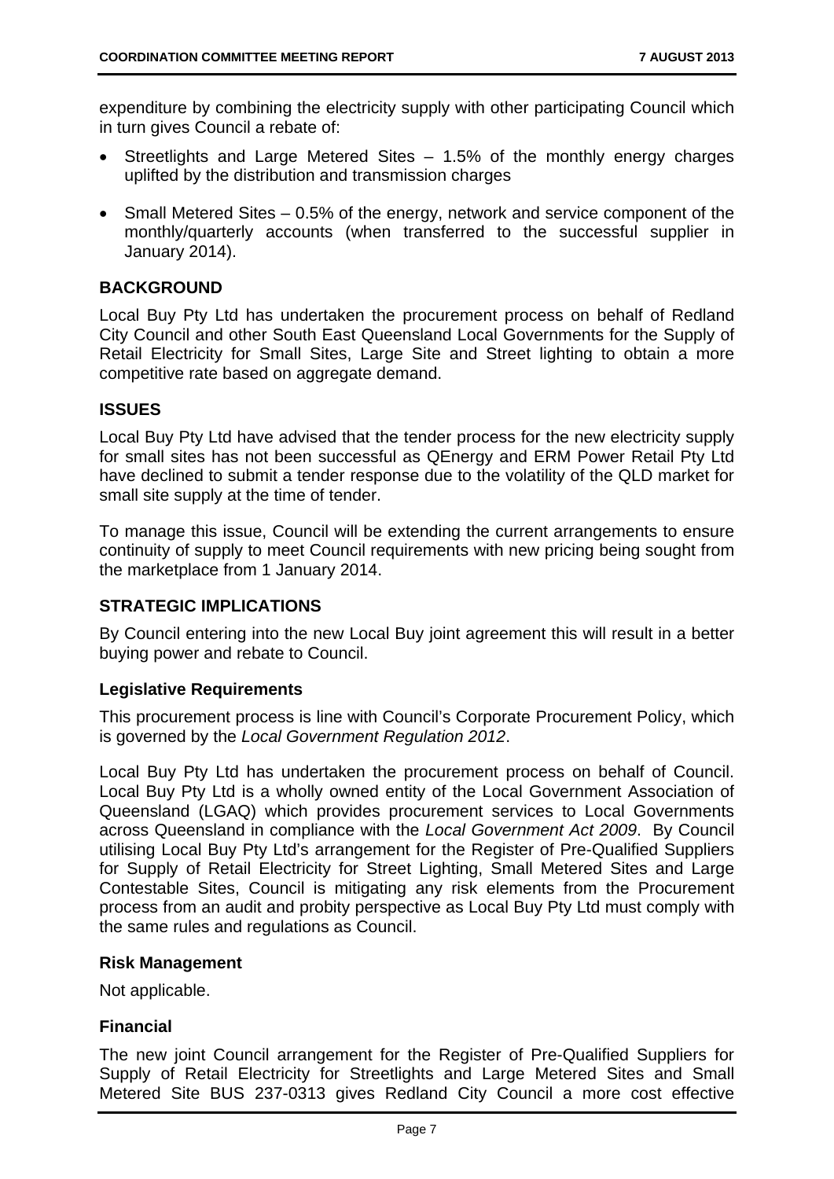expenditure by combining the electricity supply with other participating Council which in turn gives Council a rebate of:

- Streetlights and Large Metered Sites – 1.5% of the monthly energy charges uplifted by the distribution and transmission charges
- Small Metered Sites – 0.5% of the energy, network and service component of the monthly/quarterly accounts (when transferred to the successful supplier in January 2014).

## BACKGROUND

Local Buy Pty Ltd has undertaken the procurement process on behalf of Redland City Council and other South East Queensland Local Governments for the Supply of Retail Electricity for Small Sites, Large Site and Street lighting to obtain a more competitive rate based on aggregate demand.

## ISSUES

Local Buy Pty Ltd have advised that the tender process for the new electricity supply for small sites has not been successful as QEnergy and ERM Power Retail Pty Ltd have declined to submit a tender response due to the volatility of the QLD market for small site supply at the time of tender.

To manage this issue, Council will be extending the current arrangements to ensure continuity of supply to meet Council requirements with new pricing being sought from the marketplace from 1 January 2014.

## STRATEGIC IMPLICATIONS

By Council entering into the new Local Buy joint agreement this will result in a better buying power and rebate to Council.

### Legislative Requirements

This procurement process is line with Council's Corporate Procurement Policy, which is governed by the *Local Government Regulation 2012*.

Local Buy Pty Ltd has undertaken the procurement process on behalf of Council. Local Buy Pty Ltd is a wholly owned entity of the Local Government Association of Queensland (LGAQ) which provides procurement services to Local Governments across Queensland in compliance with the *Local Government Act 2009*. By Council utilising Local Buy Pty Ltd's arrangement for the Register of Pre-Qualified Suppliers for Supply of Retail Electricity for Street Lighting, Small Metered Sites and Large Contestable Sites, Council is mitigating any risk elements from the Procurement process from an audit and probity perspective as Local Buy Pty Ltd must comply with the same rules and regulations as Council.

### Risk Management

Not applicable.

### Financial

The new joint Council arrangement for the Register of Pre-Qualified Suppliers for Supply of Retail Electricity for Streetlights and Large Metered Sites and Small Metered Site BUS 237-0313 gives Redland City Council a more cost effective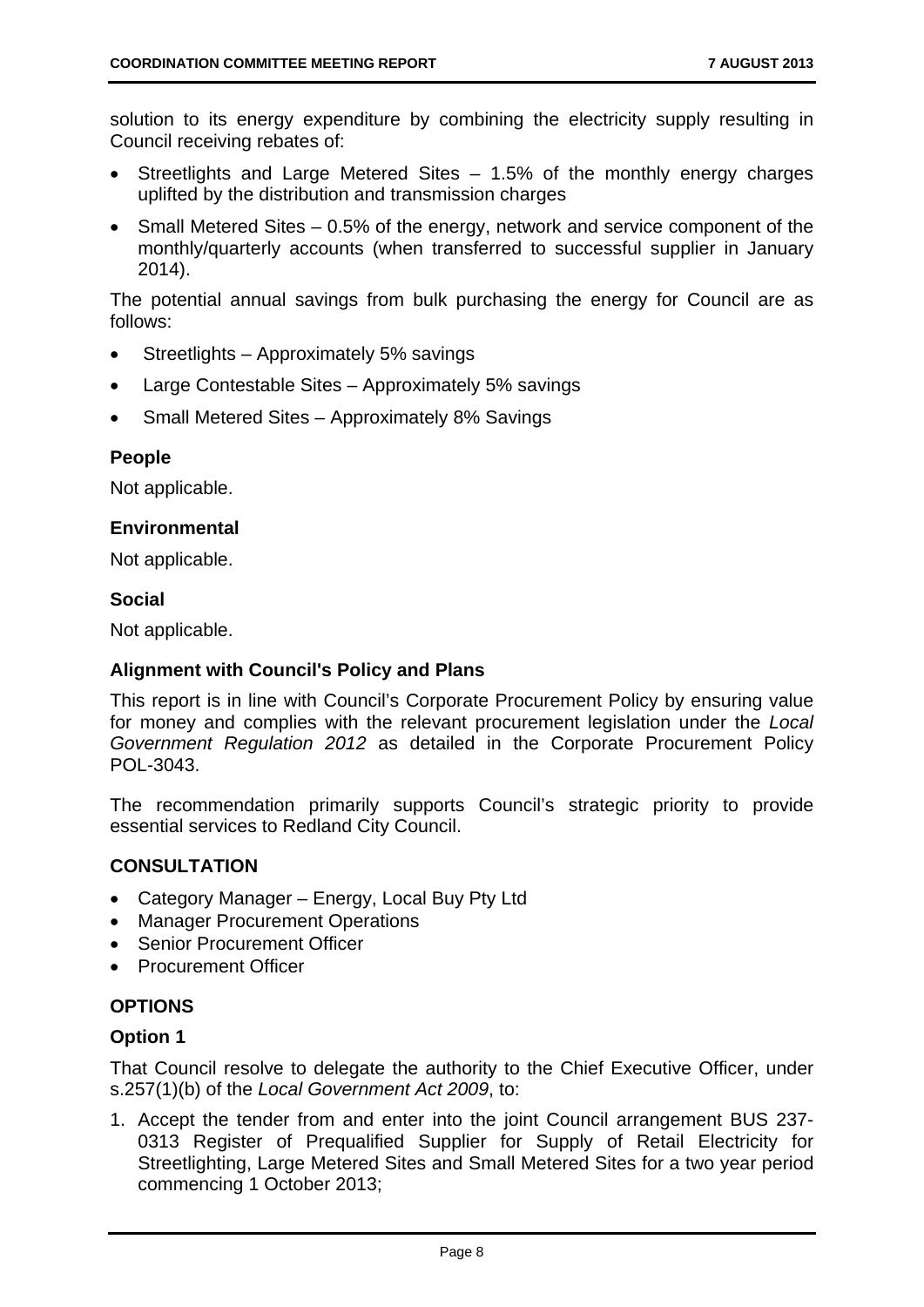solution to its energy expenditure by combining the electricity supply resulting in Council receiving rebates of:

- Streetlights and Large Metered Sites – 1.5% of the monthly energy charges uplifted by the distribution and transmission charges
- Small Metered Sites – 0.5% of the energy, network and service component of the monthly/quarterly accounts (when transferred to successful supplier in January 2014).

The potential annual savings from bulk purchasing the energy for Council are as follows:

- Streetlights – Approximately 5% savings
- Large Contestable Sites – Approximately 5% savings
- Small Metered Sites – Approximately 8% Savings

### People

Not applicable.

### Environmental

Not applicable.

### Social

Not applicable.

### Alignment with Council's Policy and Plans

This report is in line with Council's Corporate Procurement Policy by ensuring value for money and complies with the relevant procurement legislation under the *Local Government Regulation 2012* as detailed in the Corporate Procurement Policy POL-3043.

The recommendation primarily supports Council's strategic priority to provide essential services to Redland City Council.

## CONSULTATION

- Category Manager – Energy, Local Buy Pty Ltd
- Manager Procurement Operations
- Senior Procurement Officer
- Procurement Officer

## OPTIONS

### Option 1

That Council resolve to delegate the authority to the Chief Executive Officer, under s.257(1)(b) of the *Local Government Act 2009*, to:

1. Accept the tender from and enter into the joint Council arrangement BUS 237-0313 Register of Prequalified Supplier for Supply of Retail Electricity for Streetlighting, Large Metered Sites and Small Metered Sites for a two year period commencing 1 October 2013;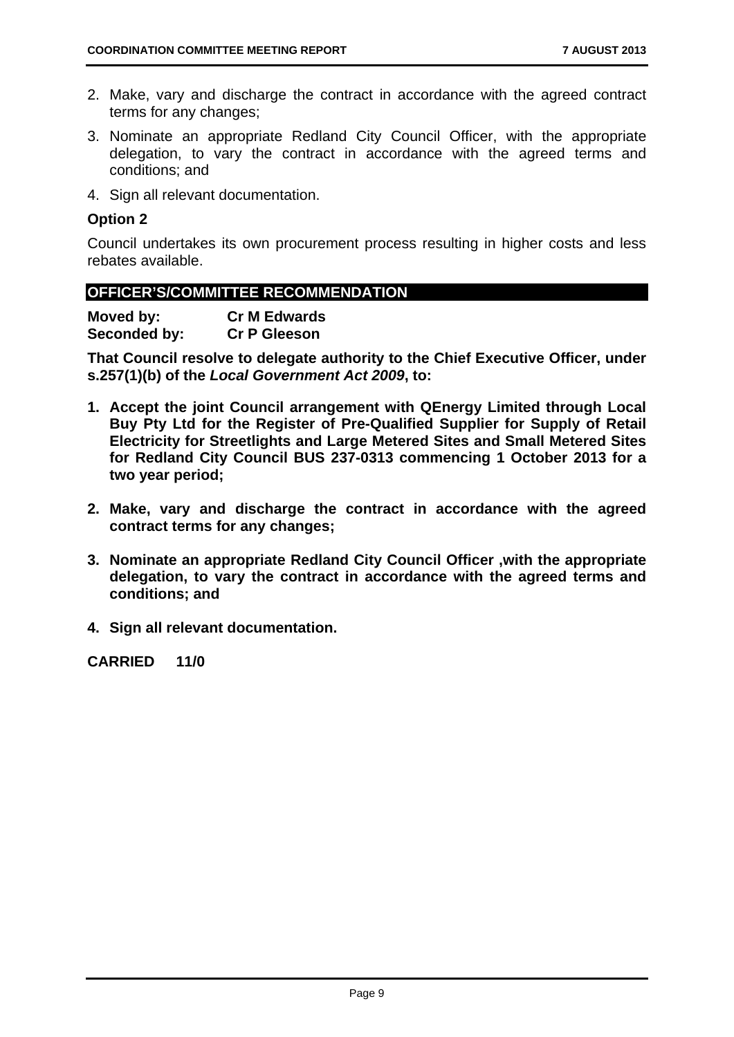2. Make, vary and discharge the contract in accordance with the agreed contract terms for any changes;
3. Nominate an appropriate Redland City Council Officer, with the appropriate delegation, to vary the contract in accordance with the agreed terms and conditions; and
4. Sign all relevant documentation.

**Option 2**

Council undertakes its own procurement process resulting in higher costs and less rebates available.

## OFFICER'S/COMMITTEE RECOMMENDATION

**Moved by:** **Cr M Edwards**
**Seconded by:** **Cr P Gleeson**

**That Council resolve to delegate authority to the Chief Executive Officer, under s.257(1)(b) of the *Local Government Act 2009*, to:**

1. **Accept the joint Council arrangement with QEnergy Limited through Local Buy Pty Ltd for the Register of Pre-Qualified Supplier for Supply of Retail Electricity for Streetlights and Large Metered Sites and Small Metered Sites for Redland City Council BUS 237-0313 commencing 1 October 2013 for a two year period;**

2. **Make, vary and discharge the contract in accordance with the agreed contract terms for any changes;**

3. **Nominate an appropriate Redland City Council Officer ,with the appropriate delegation, to vary the contract in accordance with the agreed terms and conditions; and**

4. **Sign all relevant documentation.**

**CARRIED 11/0**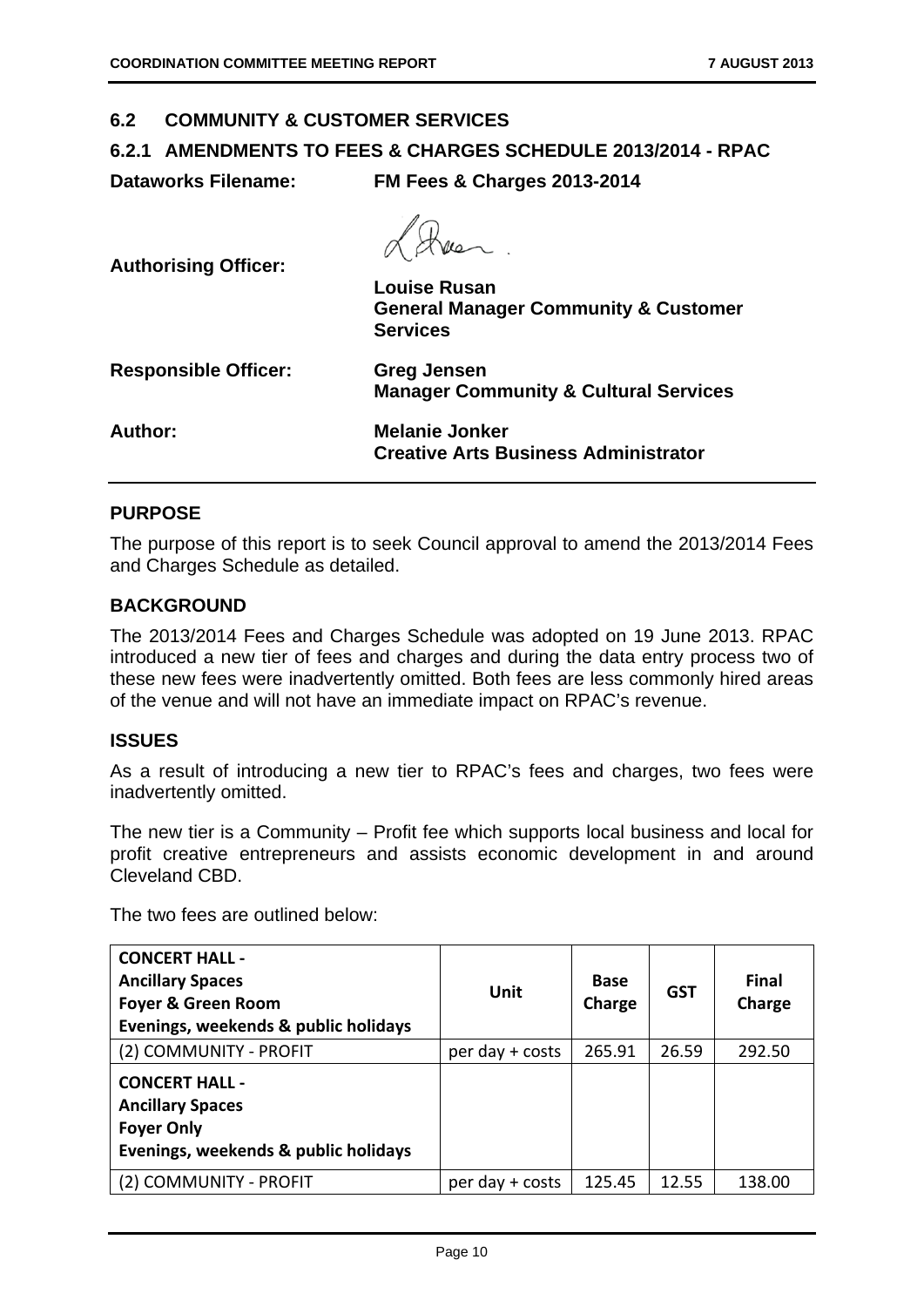## 6.2 COMMUNITY & CUSTOMER SERVICES

### 6.2.1 AMENDMENTS TO FEES & CHARGES SCHEDULE 2013/2014 - RPAC

**Dataworks Filename:** **FM Fees & Charges 2013-2014**

**Authorising Officer:**

**Louise Rusan**
**General Manager Community & Customer Services**

**Responsible Officer:** **Greg Jensen**
**Manager Community & Cultural Services**

**Author:** **Melanie Jonker**
**Creative Arts Business Administrator**

### PURPOSE

The purpose of this report is to seek Council approval to amend the 2013/2014 Fees and Charges Schedule as detailed.

### BACKGROUND

The 2013/2014 Fees and Charges Schedule was adopted on 19 June 2013. RPAC introduced a new tier of fees and charges and during the data entry process two of these new fees were inadvertently omitted. Both fees are less commonly hired areas of the venue and will not have an immediate impact on RPAC's revenue.

### ISSUES

As a result of introducing a new tier to RPAC's fees and charges, two fees were inadvertently omitted.

The new tier is a Community – Profit fee which supports local business and local for profit creative entrepreneurs and assists economic development in and around Cleveland CBD.

The two fees are outlined below:

| **CONCERT HALL - Ancillary Spaces Foyer & Green Room Evenings, weekends & public holidays** | **Unit** | **Base Charge** | **GST** | **Final Charge** |
|---|---|---|---|---|
| (2) COMMUNITY - PROFIT | per day + costs | 265.91 | 26.59 | 292.50 |
| **CONCERT HALL - Ancillary Spaces Foyer Only Evenings, weekends & public holidays** | | | | |
| (2) COMMUNITY - PROFIT | per day + costs | 125.45 | 12.55 | 138.00 |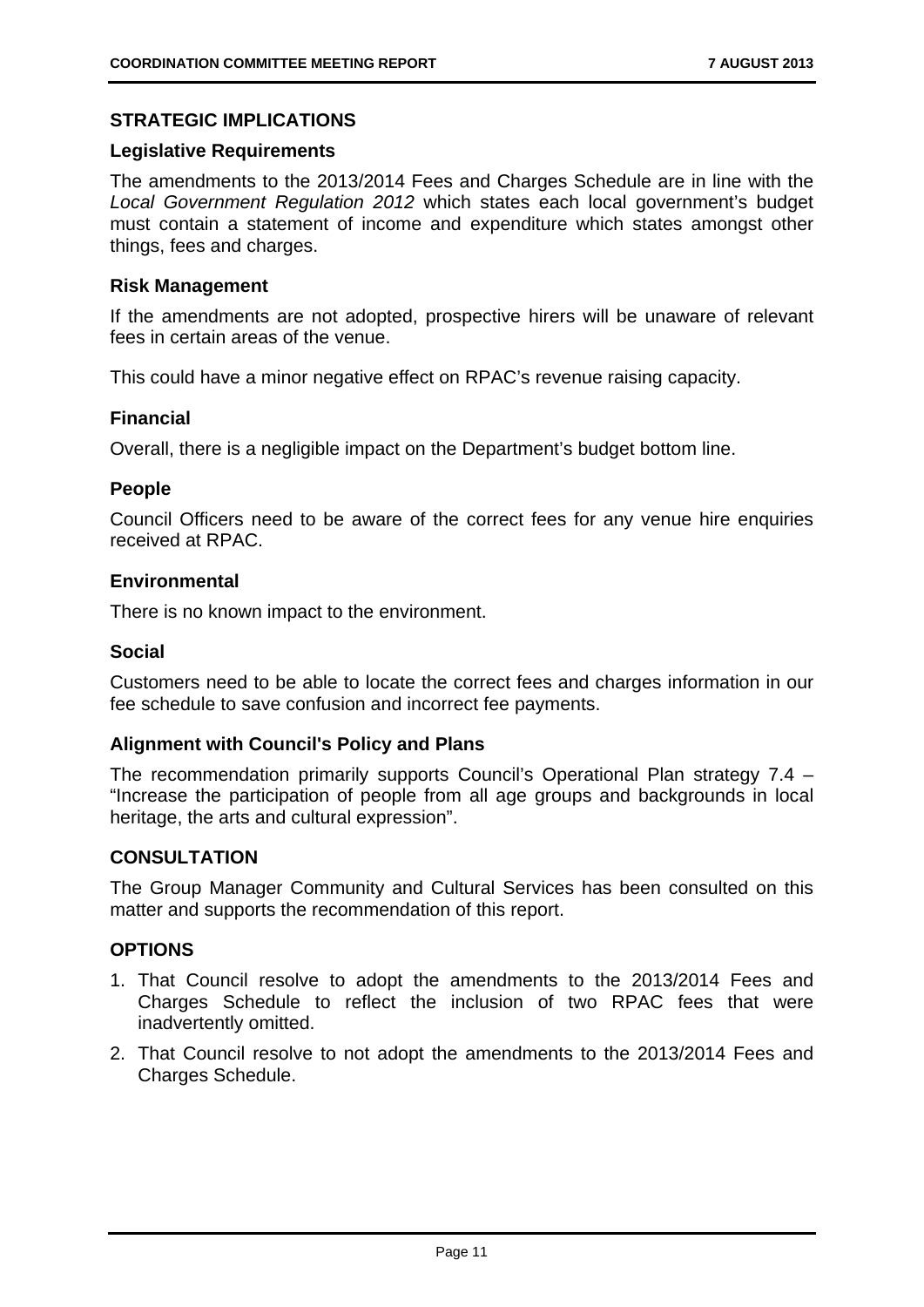## STRATEGIC IMPLICATIONS

### Legislative Requirements

The amendments to the 2013/2014 Fees and Charges Schedule are in line with the *Local Government Regulation 2012* which states each local government's budget must contain a statement of income and expenditure which states amongst other things, fees and charges.

### Risk Management

If the amendments are not adopted, prospective hirers will be unaware of relevant fees in certain areas of the venue.

This could have a minor negative effect on RPAC's revenue raising capacity.

### Financial

Overall, there is a negligible impact on the Department's budget bottom line.

### People

Council Officers need to be aware of the correct fees for any venue hire enquiries received at RPAC.

### Environmental

There is no known impact to the environment.

### Social

Customers need to be able to locate the correct fees and charges information in our fee schedule to save confusion and incorrect fee payments.

### Alignment with Council's Policy and Plans

The recommendation primarily supports Council's Operational Plan strategy 7.4 – "Increase the participation of people from all age groups and backgrounds in local heritage, the arts and cultural expression".

## CONSULTATION

The Group Manager Community and Cultural Services has been consulted on this matter and supports the recommendation of this report.

## OPTIONS

1. That Council resolve to adopt the amendments to the 2013/2014 Fees and Charges Schedule to reflect the inclusion of two RPAC fees that were inadvertently omitted.
2. That Council resolve to not adopt the amendments to the 2013/2014 Fees and Charges Schedule.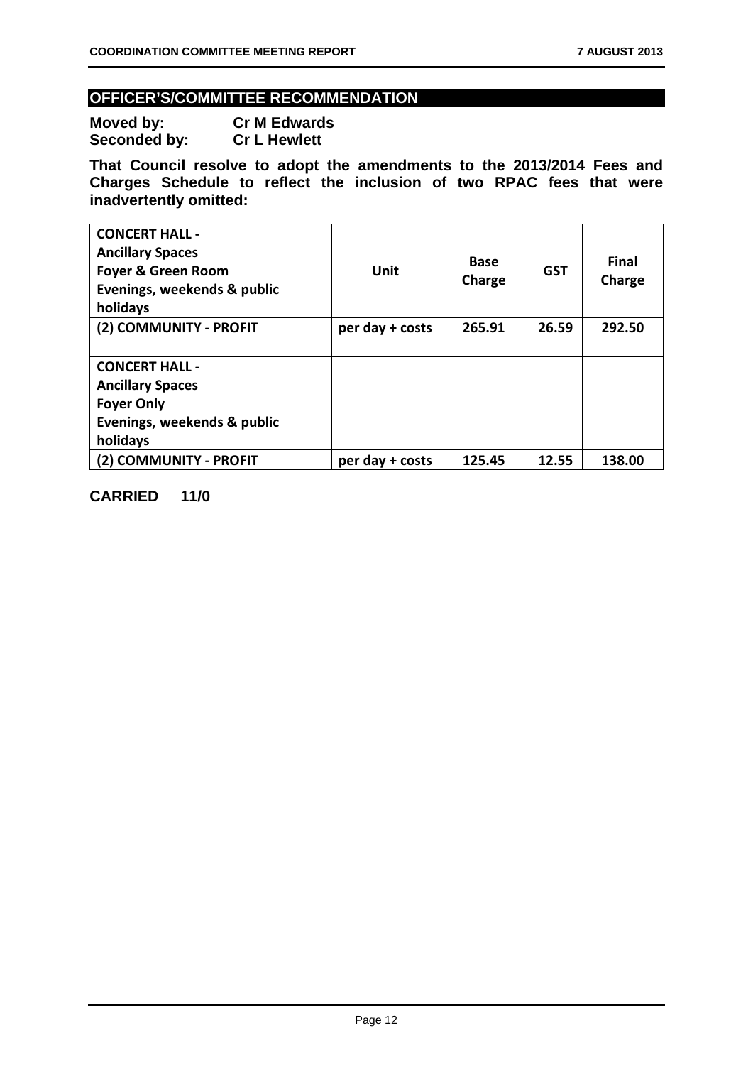## OFFICER'S/COMMITTEE RECOMMENDATION

**Moved by: Cr M Edwards**
**Seconded by: Cr L Hewlett**

**That Council resolve to adopt the amendments to the 2013/2014 Fees and Charges Schedule to reflect the inclusion of two RPAC fees that were inadvertently omitted:**

| CONCERT HALL - Ancillary Spaces Foyer & Green Room Evenings, weekends & public holidays | Unit | Base Charge | GST | Final Charge |
|---|---|---|---|---|
| (2) COMMUNITY - PROFIT | per day + costs | 265.91 | 26.59 | 292.50 |
| | | | | |
| CONCERT HALL - Ancillary Spaces Foyer Only Evenings, weekends & public holidays | | | | |
| (2) COMMUNITY - PROFIT | per day + costs | 125.45 | 12.55 | 138.00 |

**CARRIED 11/0**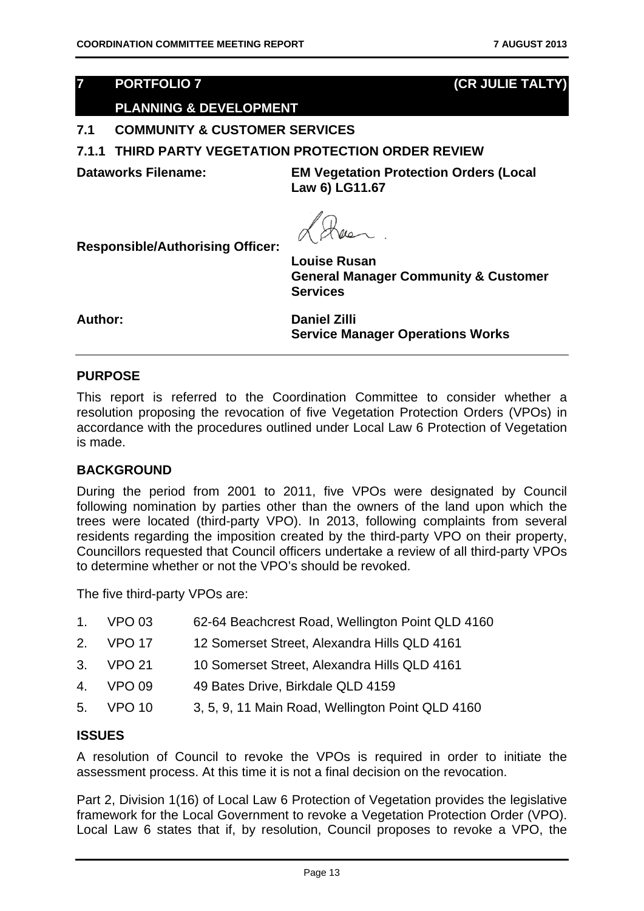## 7 PORTFOLIO 7 (CR JULIE TALTY)

## PLANNING & DEVELOPMENT

### 7.1 COMMUNITY & CUSTOMER SERVICES

### 7.1.1 THIRD PARTY VEGETATION PROTECTION ORDER REVIEW

**Dataworks Filename:** **EM Vegetation Protection Orders (Local Law 6) LG11.67**

**Responsible/Authorising Officer:** **Louise Rusan**
**General Manager Community & Customer Services**

**Author:** **Daniel Zilli**
**Service Manager Operations Works**

**PURPOSE**

This report is referred to the Coordination Committee to consider whether a resolution proposing the revocation of five Vegetation Protection Orders (VPOs) in accordance with the procedures outlined under Local Law 6 Protection of Vegetation is made.

**BACKGROUND**

During the period from 2001 to 2011, five VPOs were designated by Council following nomination by parties other than the owners of the land upon which the trees were located (third-party VPO). In 2013, following complaints from several residents regarding the imposition created by the third-party VPO on their property, Councillors requested that Council officers undertake a review of all third-party VPOs to determine whether or not the VPO's should be revoked.

The five third-party VPOs are:

1. VPO 03 62-64 Beachcrest Road, Wellington Point QLD 4160
2. VPO 17 12 Somerset Street, Alexandra Hills QLD 4161
3. VPO 21 10 Somerset Street, Alexandra Hills QLD 4161
4. VPO 09 49 Bates Drive, Birkdale QLD 4159
5. VPO 10 3, 5, 9, 11 Main Road, Wellington Point QLD 4160

**ISSUES**

A resolution of Council to revoke the VPOs is required in order to initiate the assessment process. At this time it is not a final decision on the revocation.

Part 2, Division 1(16) of Local Law 6 Protection of Vegetation provides the legislative framework for the Local Government to revoke a Vegetation Protection Order (VPO). Local Law 6 states that if, by resolution, Council proposes to revoke a VPO, the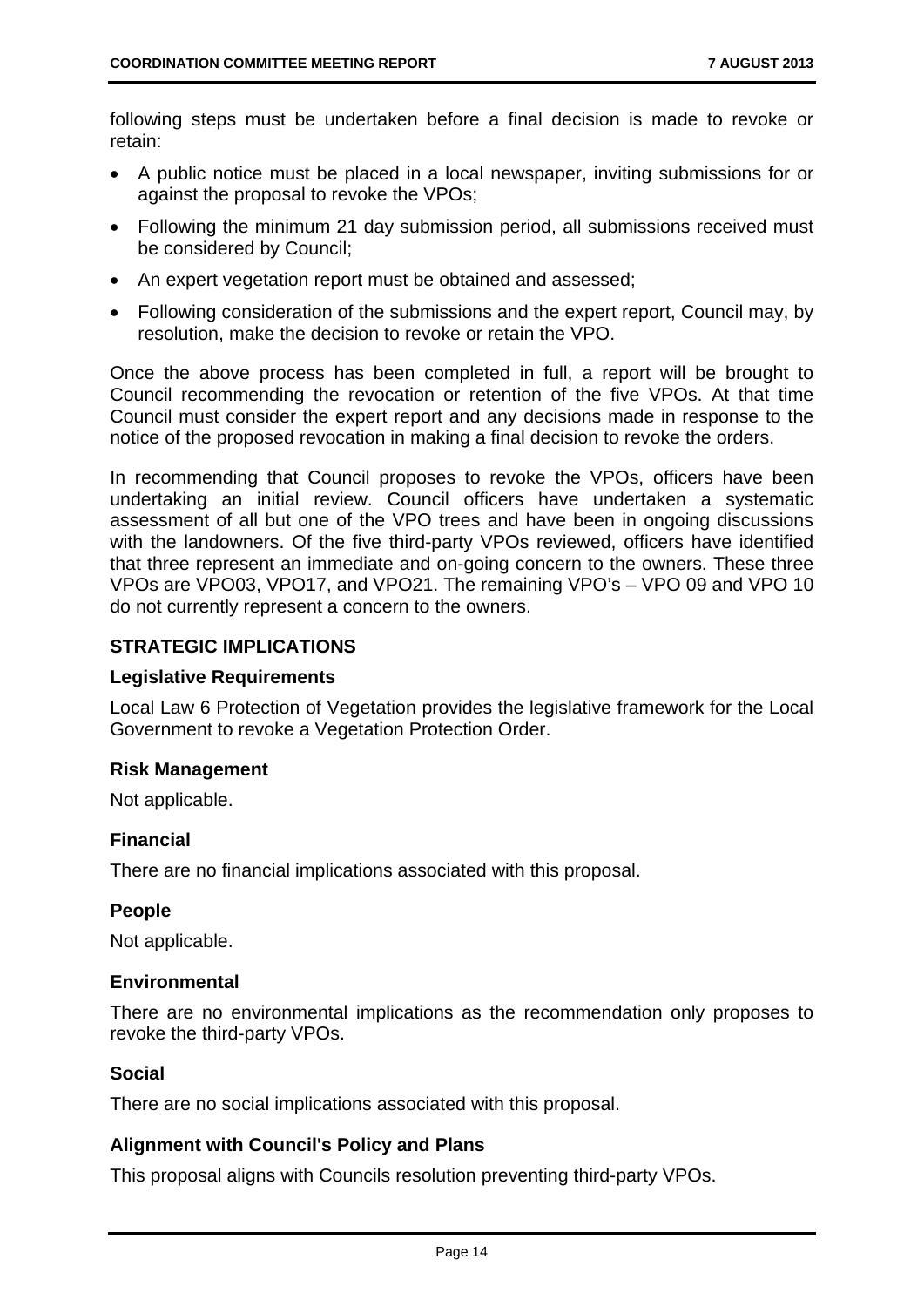following steps must be undertaken before a final decision is made to revoke or retain:

- A public notice must be placed in a local newspaper, inviting submissions for or against the proposal to revoke the VPOs;
- Following the minimum 21 day submission period, all submissions received must be considered by Council;
- An expert vegetation report must be obtained and assessed;
- Following consideration of the submissions and the expert report, Council may, by resolution, make the decision to revoke or retain the VPO.

Once the above process has been completed in full, a report will be brought to Council recommending the revocation or retention of the five VPOs. At that time Council must consider the expert report and any decisions made in response to the notice of the proposed revocation in making a final decision to revoke the orders.

In recommending that Council proposes to revoke the VPOs, officers have been undertaking an initial review. Council officers have undertaken a systematic assessment of all but one of the VPO trees and have been in ongoing discussions with the landowners. Of the five third-party VPOs reviewed, officers have identified that three represent an immediate and on-going concern to the owners. These three VPOs are VPO03, VPO17, and VPO21. The remaining VPO's – VPO 09 and VPO 10 do not currently represent a concern to the owners.

### STRATEGIC IMPLICATIONS

#### Legislative Requirements

Local Law 6 Protection of Vegetation provides the legislative framework for the Local Government to revoke a Vegetation Protection Order.

#### Risk Management

Not applicable.

#### Financial

There are no financial implications associated with this proposal.

#### People

Not applicable.

#### Environmental

There are no environmental implications as the recommendation only proposes to revoke the third-party VPOs.

#### Social

There are no social implications associated with this proposal.

#### Alignment with Council's Policy and Plans

This proposal aligns with Councils resolution preventing third-party VPOs.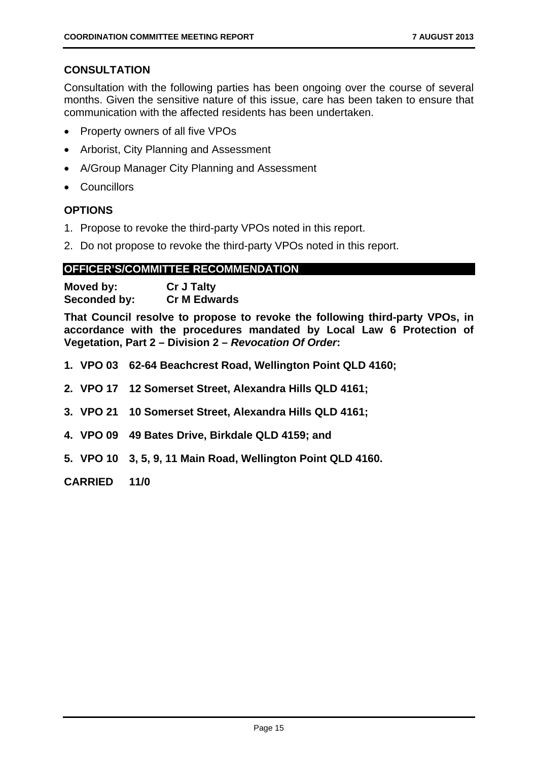## CONSULTATION

Consultation with the following parties has been ongoing over the course of several months. Given the sensitive nature of this issue, care has been taken to ensure that communication with the affected residents has been undertaken.

- Property owners of all five VPOs
- Arborist, City Planning and Assessment
- A/Group Manager City Planning and Assessment
- Councillors

## OPTIONS

1. Propose to revoke the third-party VPOs noted in this report.
2. Do not propose to revoke the third-party VPOs noted in this report.

## OFFICER'S/COMMITTEE RECOMMENDATION

**Moved by:** **Cr J Talty**
**Seconded by:** **Cr M Edwards**

**That Council resolve to propose to revoke the following third-party VPOs, in accordance with the procedures mandated by Local Law 6 Protection of Vegetation, Part 2 – Division 2 – *Revocation Of Order*:**

1. **VPO 03 62-64 Beachcrest Road, Wellington Point QLD 4160;**
2. **VPO 17 12 Somerset Street, Alexandra Hills QLD 4161;**
3. **VPO 21 10 Somerset Street, Alexandra Hills QLD 4161;**
4. **VPO 09 49 Bates Drive, Birkdale QLD 4159; and**
5. **VPO 10 3, 5, 9, 11 Main Road, Wellington Point QLD 4160.**

**CARRIED 11/0**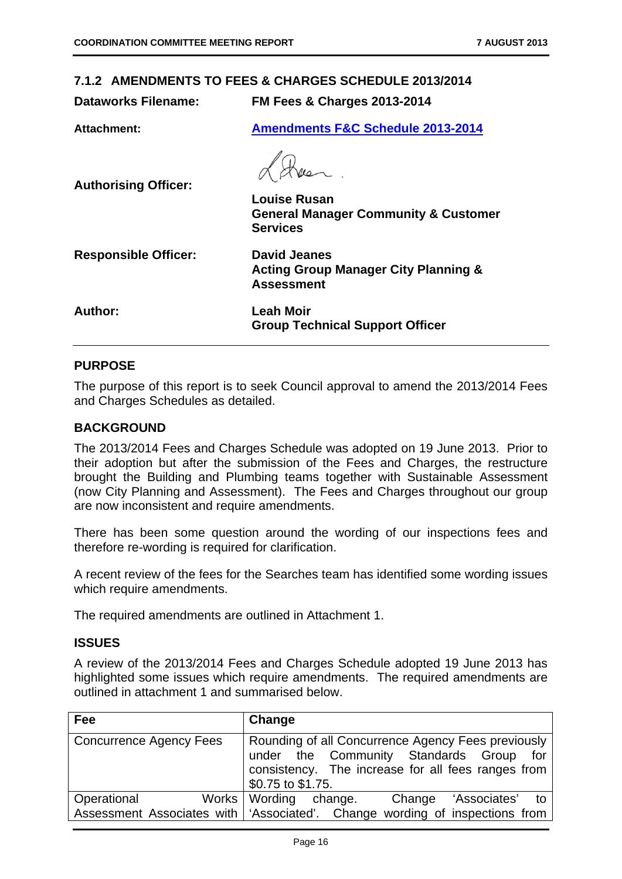## 7.1.2 AMENDMENTS TO FEES & CHARGES SCHEDULE 2013/2014

**Dataworks Filename:** FM Fees & Charges 2013-2014

**Attachment:** [Amendments F&C Schedule 2013-2014]

**Authorising Officer:**

**Louise Rusan**
**General Manager Community & Customer Services**

**Responsible Officer:** **David Jeanes**
**Acting Group Manager City Planning & Assessment**

**Author:** **Leah Moir**
**Group Technical Support Officer**

### PURPOSE

The purpose of this report is to seek Council approval to amend the 2013/2014 Fees and Charges Schedules as detailed.

### BACKGROUND

The 2013/2014 Fees and Charges Schedule was adopted on 19 June 2013. Prior to their adoption but after the submission of the Fees and Charges, the restructure brought the Building and Plumbing teams together with Sustainable Assessment (now City Planning and Assessment). The Fees and Charges throughout our group are now inconsistent and require amendments.

There has been some question around the wording of our inspections fees and therefore re-wording is required for clarification.

A recent review of the fees for the Searches team has identified some wording issues which require amendments.

The required amendments are outlined in Attachment 1.

### ISSUES

A review of the 2013/2014 Fees and Charges Schedule adopted 19 June 2013 has highlighted some issues which require amendments. The required amendments are outlined in attachment 1 and summarised below.

| Fee | Change |
|---|---|
| Concurrence Agency Fees | Rounding of all Concurrence Agency Fees previously under the Community Standards Group for consistency. The increase for all fees ranges from $0.75 to $1.75. |
| Operational Works Assessment Associates with | Wording change. Change 'Associates' to 'Associated'. Change wording of inspections from |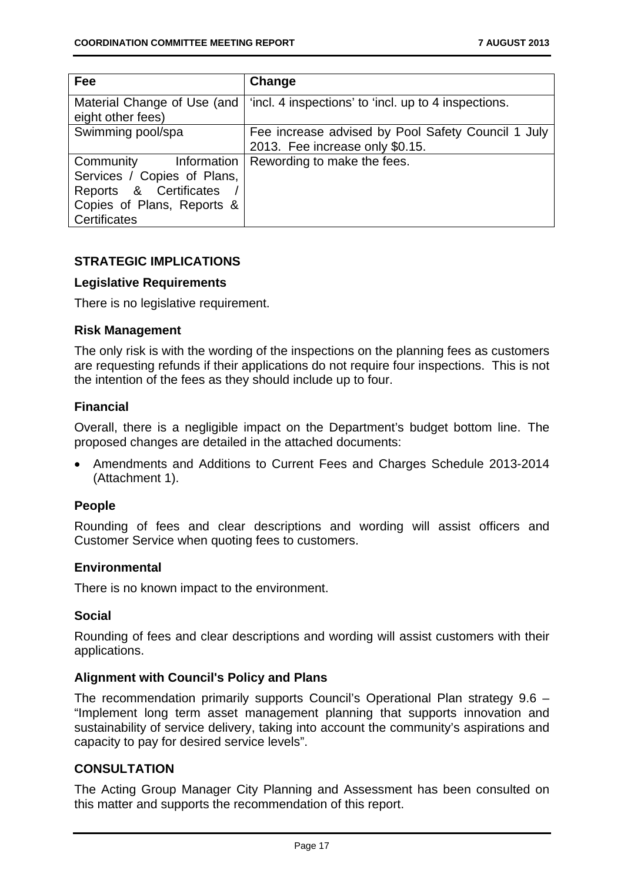| Fee | Change |
|---|---|
| Material Change of Use (and eight other fees) | 'incl. 4 inspections' to 'incl. up to 4 inspections. |
| Swimming pool/spa | Fee increase advised by Pool Safety Council 1 July 2013. Fee increase only $0.15. |
| Community Information Services / Copies of Plans, Reports & Certificates / Copies of Plans, Reports & Certificates | Rewording to make the fees. |

## STRATEGIC IMPLICATIONS

### Legislative Requirements

There is no legislative requirement.

### Risk Management

The only risk is with the wording of the inspections on the planning fees as customers are requesting refunds if their applications do not require four inspections. This is not the intention of the fees as they should include up to four.

### Financial

Overall, there is a negligible impact on the Department's budget bottom line. The proposed changes are detailed in the attached documents:

- Amendments and Additions to Current Fees and Charges Schedule 2013-2014 (Attachment 1).

### People

Rounding of fees and clear descriptions and wording will assist officers and Customer Service when quoting fees to customers.

### Environmental

There is no known impact to the environment.

### Social

Rounding of fees and clear descriptions and wording will assist customers with their applications.

### Alignment with Council's Policy and Plans

The recommendation primarily supports Council's Operational Plan strategy 9.6 – "Implement long term asset management planning that supports innovation and sustainability of service delivery, taking into account the community's aspirations and capacity to pay for desired service levels".

## CONSULTATION

The Acting Group Manager City Planning and Assessment has been consulted on this matter and supports the recommendation of this report.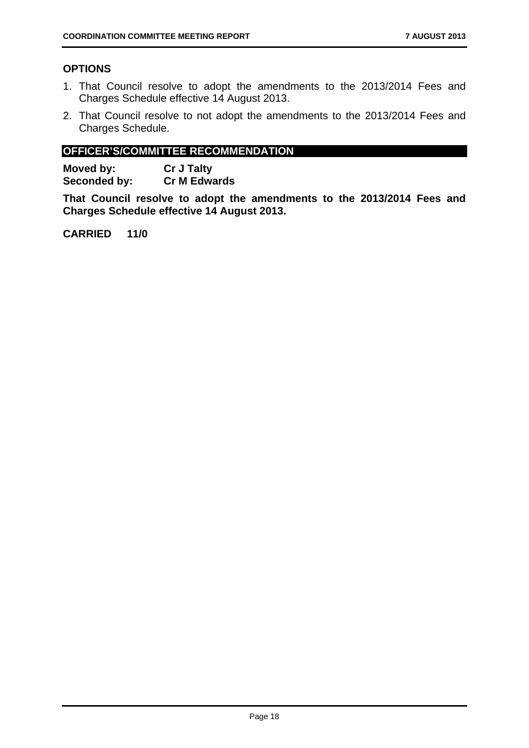## OPTIONS

1. That Council resolve to adopt the amendments to the 2013/2014 Fees and Charges Schedule effective 14 August 2013.
2. That Council resolve to not adopt the amendments to the 2013/2014 Fees and Charges Schedule.

## OFFICER'S/COMMITTEE RECOMMENDATION

**Moved by:** **Cr J Talty**
**Seconded by:** **Cr M Edwards**

**That Council resolve to adopt the amendments to the 2013/2014 Fees and Charges Schedule effective 14 August 2013.**

**CARRIED 11/0**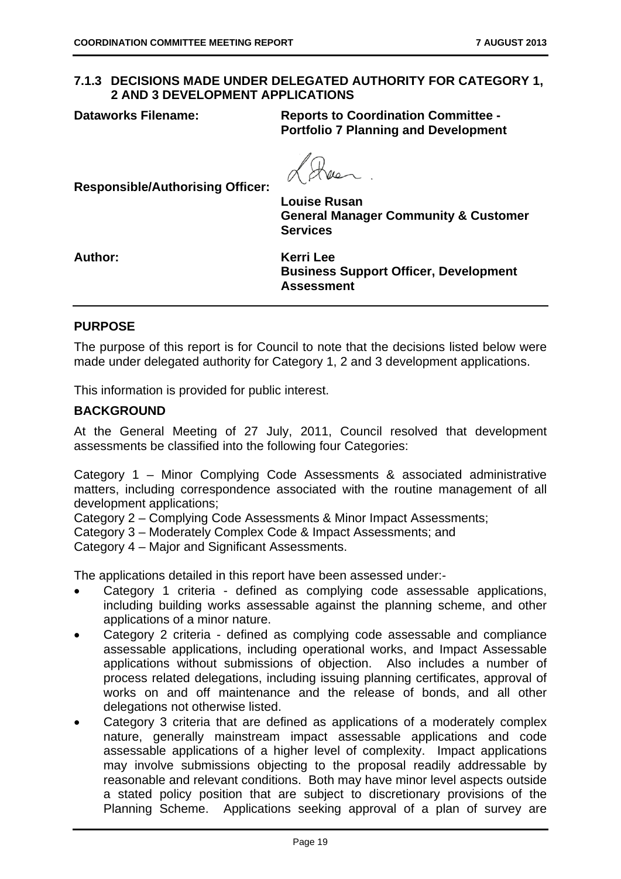## 7.1.3 DECISIONS MADE UNDER DELEGATED AUTHORITY FOR CATEGORY 1, 2 AND 3 DEVELOPMENT APPLICATIONS

**Dataworks Filename:** **Reports to Coordination Committee - Portfolio 7 Planning and Development**

**Responsible/Authorising Officer:** **Louise Rusan**
**General Manager Community & Customer Services**

**Author:** **Kerri Lee**
**Business Support Officer, Development Assessment**

### PURPOSE

The purpose of this report is for Council to note that the decisions listed below were made under delegated authority for Category 1, 2 and 3 development applications.

This information is provided for public interest.

### BACKGROUND

At the General Meeting of 27 July, 2011, Council resolved that development assessments be classified into the following four Categories:

Category 1 – Minor Complying Code Assessments & associated administrative matters, including correspondence associated with the routine management of all development applications;
Category 2 – Complying Code Assessments & Minor Impact Assessments;
Category 3 – Moderately Complex Code & Impact Assessments; and
Category 4 – Major and Significant Assessments.

The applications detailed in this report have been assessed under:-

- Category 1 criteria - defined as complying code assessable applications, including building works assessable against the planning scheme, and other applications of a minor nature.
- Category 2 criteria - defined as complying code assessable and compliance assessable applications, including operational works, and Impact Assessable applications without submissions of objection. Also includes a number of process related delegations, including issuing planning certificates, approval of works on and off maintenance and the release of bonds, and all other delegations not otherwise listed.
- Category 3 criteria that are defined as applications of a moderately complex nature, generally mainstream impact assessable applications and code assessable applications of a higher level of complexity. Impact applications may involve submissions objecting to the proposal readily addressable by reasonable and relevant conditions. Both may have minor level aspects outside a stated policy position that are subject to discretionary provisions of the Planning Scheme. Applications seeking approval of a plan of survey are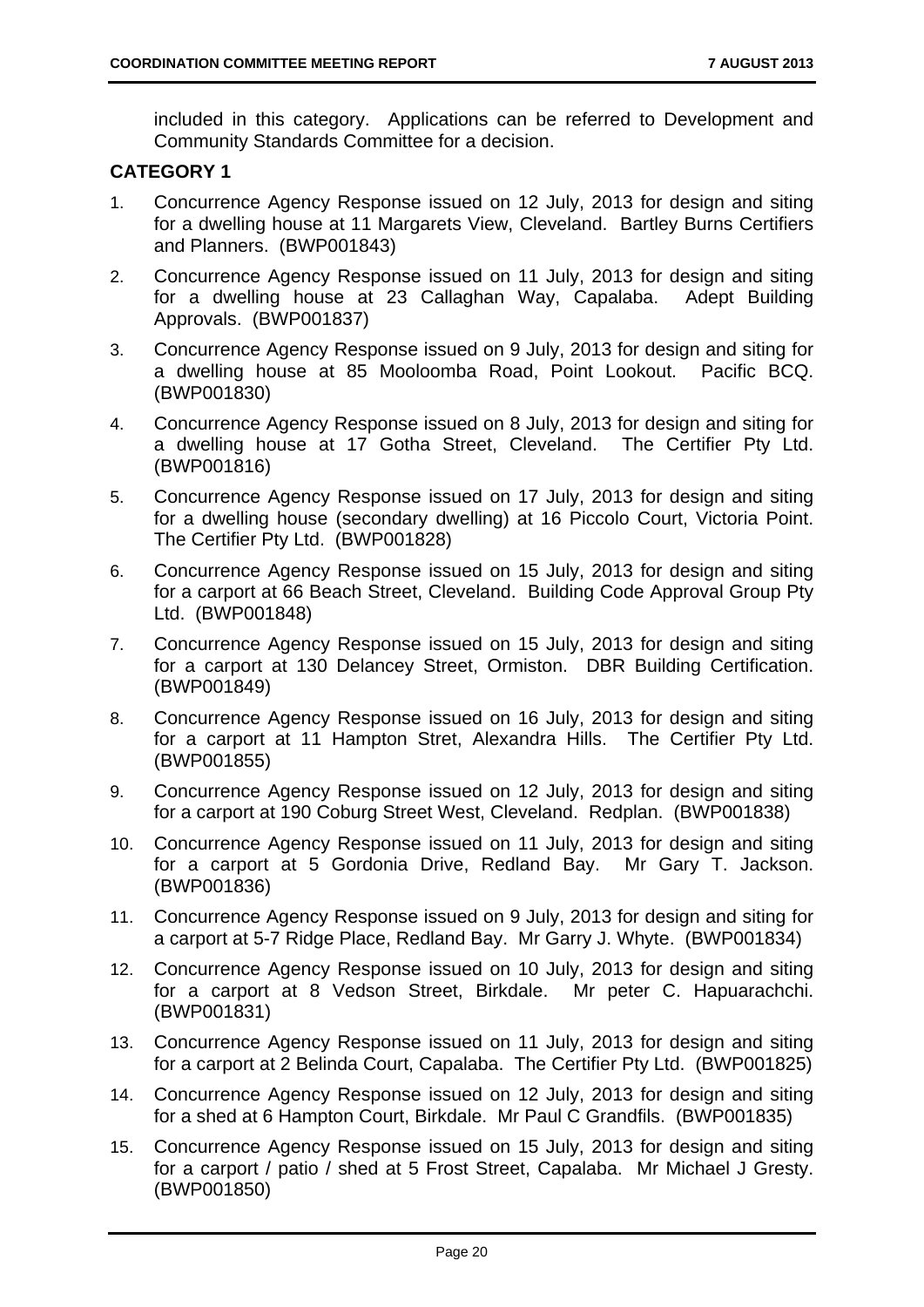included in this category. Applications can be referred to Development and Community Standards Committee for a decision.

**CATEGORY 1**

1. Concurrence Agency Response issued on 12 July, 2013 for design and siting for a dwelling house at 11 Margarets View, Cleveland. Bartley Burns Certifiers and Planners. (BWP001843)
2. Concurrence Agency Response issued on 11 July, 2013 for design and siting for a dwelling house at 23 Callaghan Way, Capalaba. Adept Building Approvals. (BWP001837)
3. Concurrence Agency Response issued on 9 July, 2013 for design and siting for a dwelling house at 85 Mooloomba Road, Point Lookout. Pacific BCQ. (BWP001830)
4. Concurrence Agency Response issued on 8 July, 2013 for design and siting for a dwelling house at 17 Gotha Street, Cleveland. The Certifier Pty Ltd. (BWP001816)
5. Concurrence Agency Response issued on 17 July, 2013 for design and siting for a dwelling house (secondary dwelling) at 16 Piccolo Court, Victoria Point. The Certifier Pty Ltd. (BWP001828)
6. Concurrence Agency Response issued on 15 July, 2013 for design and siting for a carport at 66 Beach Street, Cleveland. Building Code Approval Group Pty Ltd. (BWP001848)
7. Concurrence Agency Response issued on 15 July, 2013 for design and siting for a carport at 130 Delancey Street, Ormiston. DBR Building Certification. (BWP001849)
8. Concurrence Agency Response issued on 16 July, 2013 for design and siting for a carport at 11 Hampton Stret, Alexandra Hills. The Certifier Pty Ltd. (BWP001855)
9. Concurrence Agency Response issued on 12 July, 2013 for design and siting for a carport at 190 Coburg Street West, Cleveland. Redplan. (BWP001838)
10. Concurrence Agency Response issued on 11 July, 2013 for design and siting for a carport at 5 Gordonia Drive, Redland Bay. Mr Gary T. Jackson. (BWP001836)
11. Concurrence Agency Response issued on 9 July, 2013 for design and siting for a carport at 5-7 Ridge Place, Redland Bay. Mr Garry J. Whyte. (BWP001834)
12. Concurrence Agency Response issued on 10 July, 2013 for design and siting for a carport at 8 Vedson Street, Birkdale. Mr peter C. Hapuarachchi. (BWP001831)
13. Concurrence Agency Response issued on 11 July, 2013 for design and siting for a carport at 2 Belinda Court, Capalaba. The Certifier Pty Ltd. (BWP001825)
14. Concurrence Agency Response issued on 12 July, 2013 for design and siting for a shed at 6 Hampton Court, Birkdale. Mr Paul C Grandfils. (BWP001835)
15. Concurrence Agency Response issued on 15 July, 2013 for design and siting for a carport / patio / shed at 5 Frost Street, Capalaba. Mr Michael J Gresty. (BWP001850)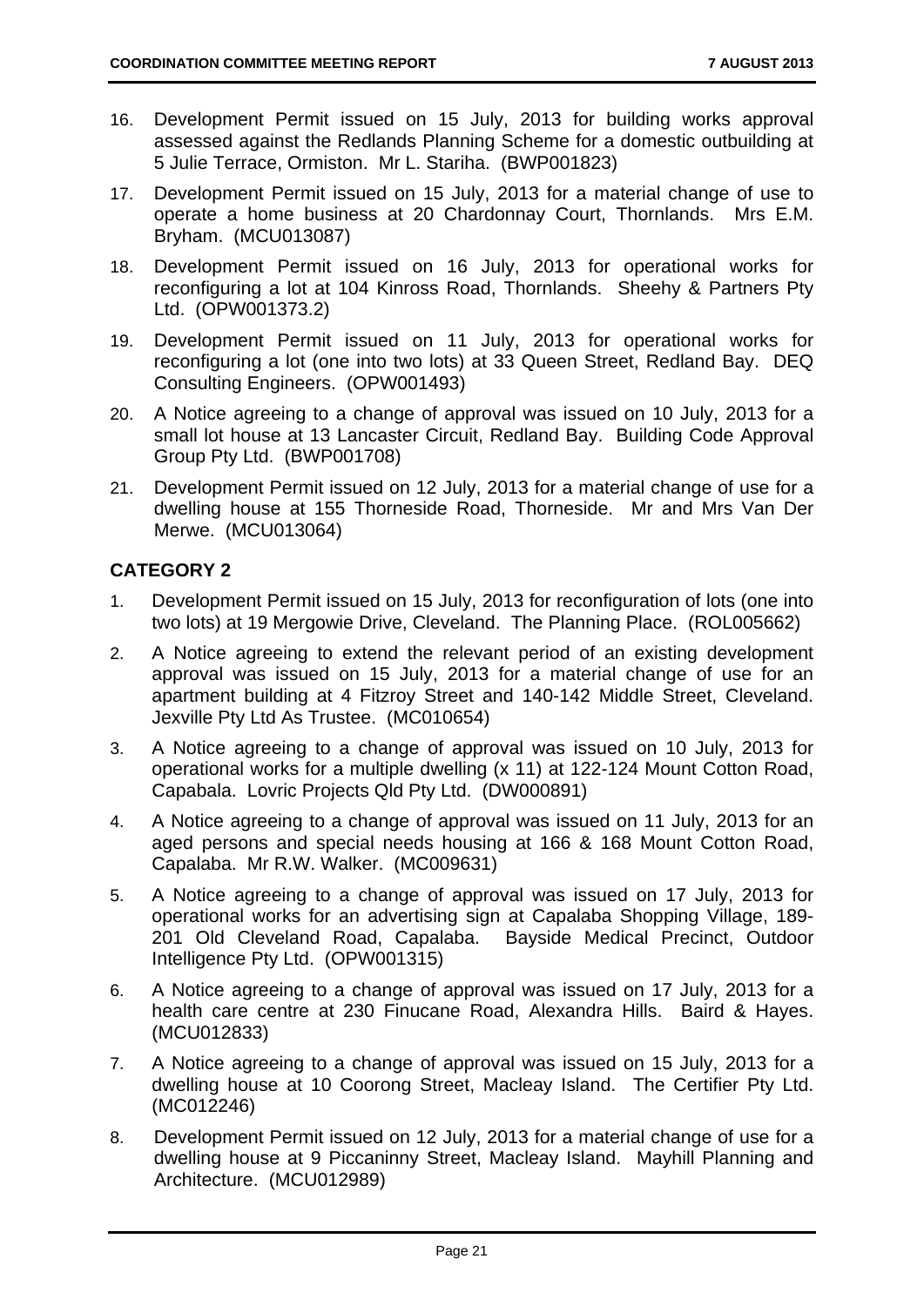16. Development Permit issued on 15 July, 2013 for building works approval assessed against the Redlands Planning Scheme for a domestic outbuilding at 5 Julie Terrace, Ormiston. Mr L. Stariha. (BWP001823)

17. Development Permit issued on 15 July, 2013 for a material change of use to operate a home business at 20 Chardonnay Court, Thornlands. Mrs E.M. Bryham. (MCU013087)

18. Development Permit issued on 16 July, 2013 for operational works for reconfiguring a lot at 104 Kinross Road, Thornlands. Sheehy & Partners Pty Ltd. (OPW001373.2)

19. Development Permit issued on 11 July, 2013 for operational works for reconfiguring a lot (one into two lots) at 33 Queen Street, Redland Bay. DEQ Consulting Engineers. (OPW001493)

20. A Notice agreeing to a change of approval was issued on 10 July, 2013 for a small lot house at 13 Lancaster Circuit, Redland Bay. Building Code Approval Group Pty Ltd. (BWP001708)

21. Development Permit issued on 12 July, 2013 for a material change of use for a dwelling house at 155 Thorneside Road, Thorneside. Mr and Mrs Van Der Merwe. (MCU013064)

**CATEGORY 2**

1. Development Permit issued on 15 July, 2013 for reconfiguration of lots (one into two lots) at 19 Mergowie Drive, Cleveland. The Planning Place. (ROL005662)

2. A Notice agreeing to extend the relevant period of an existing development approval was issued on 15 July, 2013 for a material change of use for an apartment building at 4 Fitzroy Street and 140-142 Middle Street, Cleveland. Jexville Pty Ltd As Trustee. (MC010654)

3. A Notice agreeing to a change of approval was issued on 10 July, 2013 for operational works for a multiple dwelling (x 11) at 122-124 Mount Cotton Road, Capabala. Lovric Projects Qld Pty Ltd. (DW000891)

4. A Notice agreeing to a change of approval was issued on 11 July, 2013 for an aged persons and special needs housing at 166 & 168 Mount Cotton Road, Capalaba. Mr R.W. Walker. (MC009631)

5. A Notice agreeing to a change of approval was issued on 17 July, 2013 for operational works for an advertising sign at Capalaba Shopping Village, 189-201 Old Cleveland Road, Capalaba. Bayside Medical Precinct, Outdoor Intelligence Pty Ltd. (OPW001315)

6. A Notice agreeing to a change of approval was issued on 17 July, 2013 for a health care centre at 230 Finucane Road, Alexandra Hills. Baird & Hayes. (MCU012833)

7. A Notice agreeing to a change of approval was issued on 15 July, 2013 for a dwelling house at 10 Coorong Street, Macleay Island. The Certifier Pty Ltd. (MC012246)

8. Development Permit issued on 12 July, 2013 for a material change of use for a dwelling house at 9 Piccaninny Street, Macleay Island. Mayhill Planning and Architecture. (MCU012989)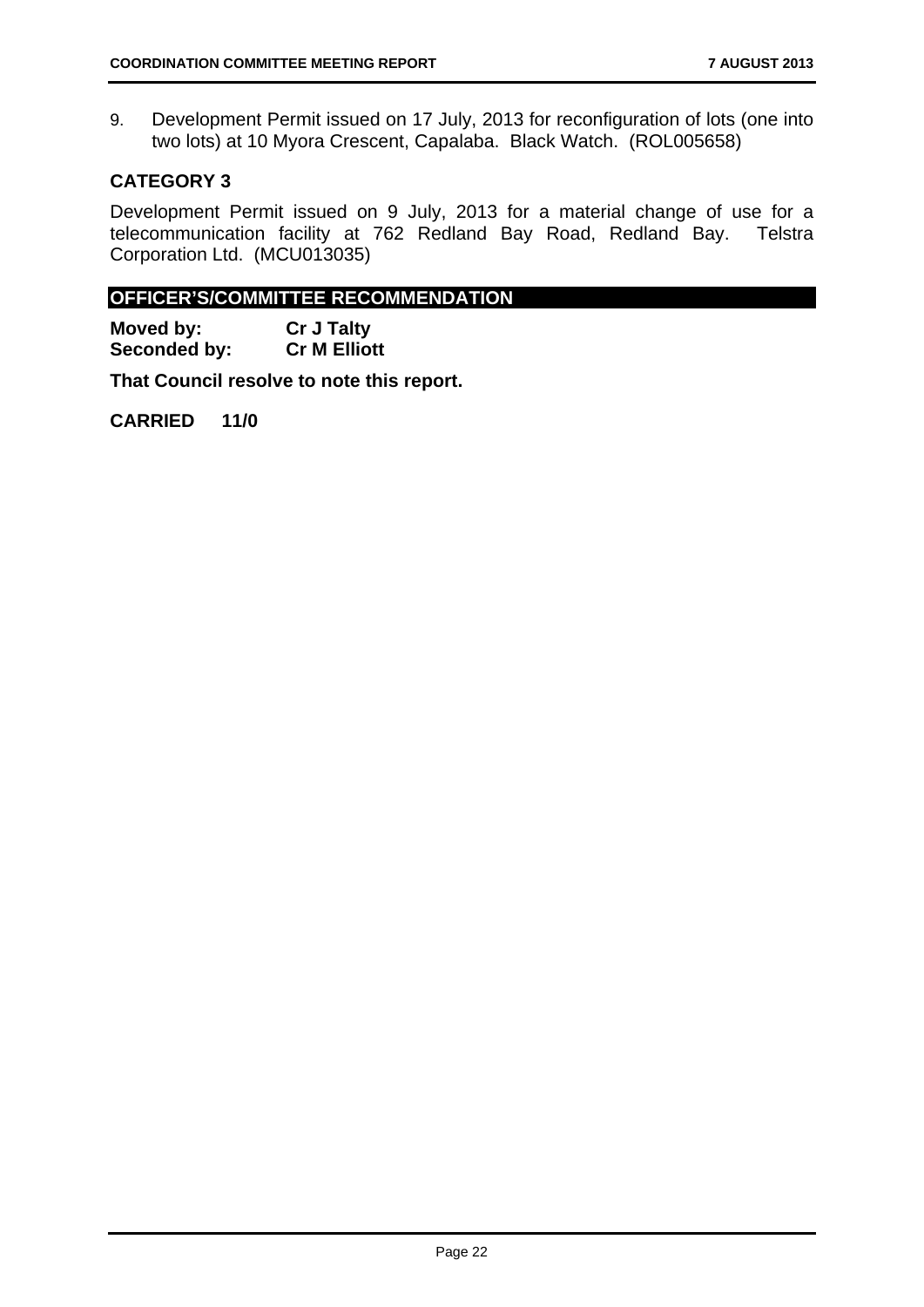9. Development Permit issued on 17 July, 2013 for reconfiguration of lots (one into two lots) at 10 Myora Crescent, Capalaba. Black Watch. (ROL005658)

### CATEGORY 3

Development Permit issued on 9 July, 2013 for a material change of use for a telecommunication facility at 762 Redland Bay Road, Redland Bay. Telstra Corporation Ltd. (MCU013035)

### OFFICER'S/COMMITTEE RECOMMENDATION

**Moved by:** **Cr J Talty**
**Seconded by:** **Cr M Elliott**

**That Council resolve to note this report.**

**CARRIED 11/0**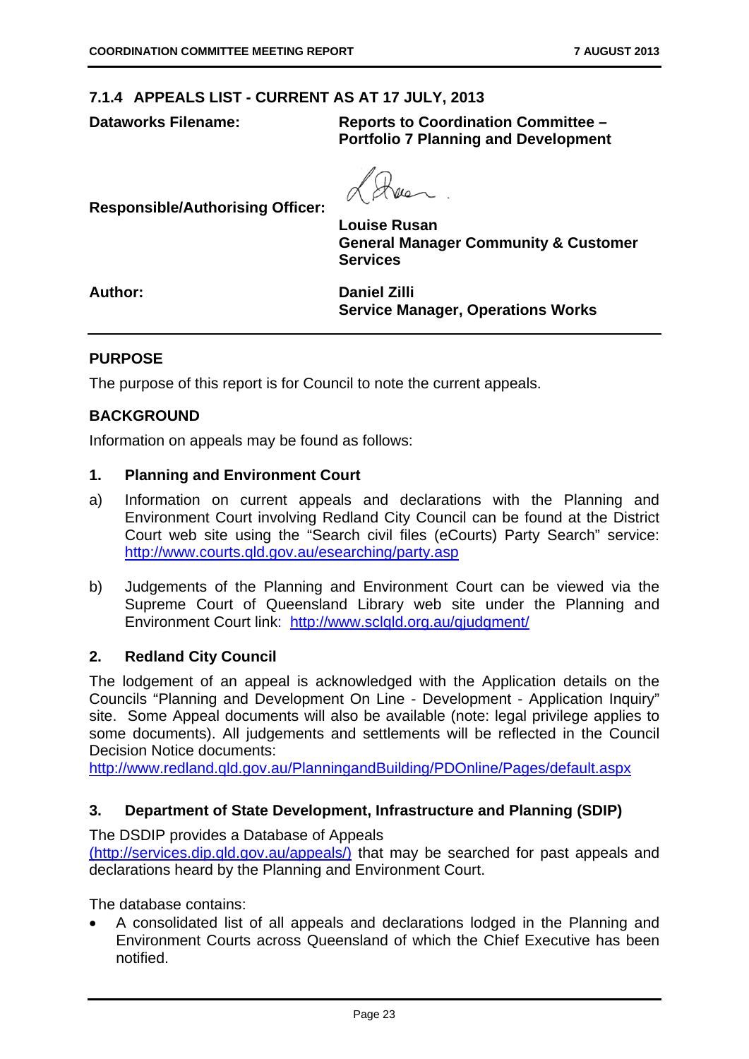## 7.1.4 APPEALS LIST - CURRENT AS AT 17 JULY, 2013

| | |
|---|---|
| **Dataworks Filename:** | **Reports to Coordination Committee – Portfolio 7 Planning and Development** |
| **Responsible/Authorising Officer:** | **Louise Rusan**<br>**General Manager Community & Customer Services** |
| **Author:** | **Daniel Zilli**<br>**Service Manager, Operations Works** |

### PURPOSE

The purpose of this report is for Council to note the current appeals.

### BACKGROUND

Information on appeals may be found as follows:

#### 1. Planning and Environment Court

a) Information on current appeals and declarations with the Planning and Environment Court involving Redland City Council can be found at the District Court web site using the "Search civil files (eCourts) Party Search" service: http://www.courts.qld.gov.au/esearching/party.asp

b) Judgements of the Planning and Environment Court can be viewed via the Supreme Court of Queensland Library web site under the Planning and Environment Court link: http://www.sclqld.org.au/qjudgment/

#### 2. Redland City Council

The lodgement of an appeal is acknowledged with the Application details on the Councils "Planning and Development On Line - Development - Application Inquiry" site. Some Appeal documents will also be available (note: legal privilege applies to some documents). All judgements and settlements will be reflected in the Council Decision Notice documents:
http://www.redland.qld.gov.au/PlanningandBuilding/PDOnline/Pages/default.aspx

#### 3. Department of State Development, Infrastructure and Planning (SDIP)

The DSDIP provides a Database of Appeals (http://services.dip.qld.gov.au/appeals/) that may be searched for past appeals and declarations heard by the Planning and Environment Court.

The database contains:

- A consolidated list of all appeals and declarations lodged in the Planning and Environment Courts across Queensland of which the Chief Executive has been notified.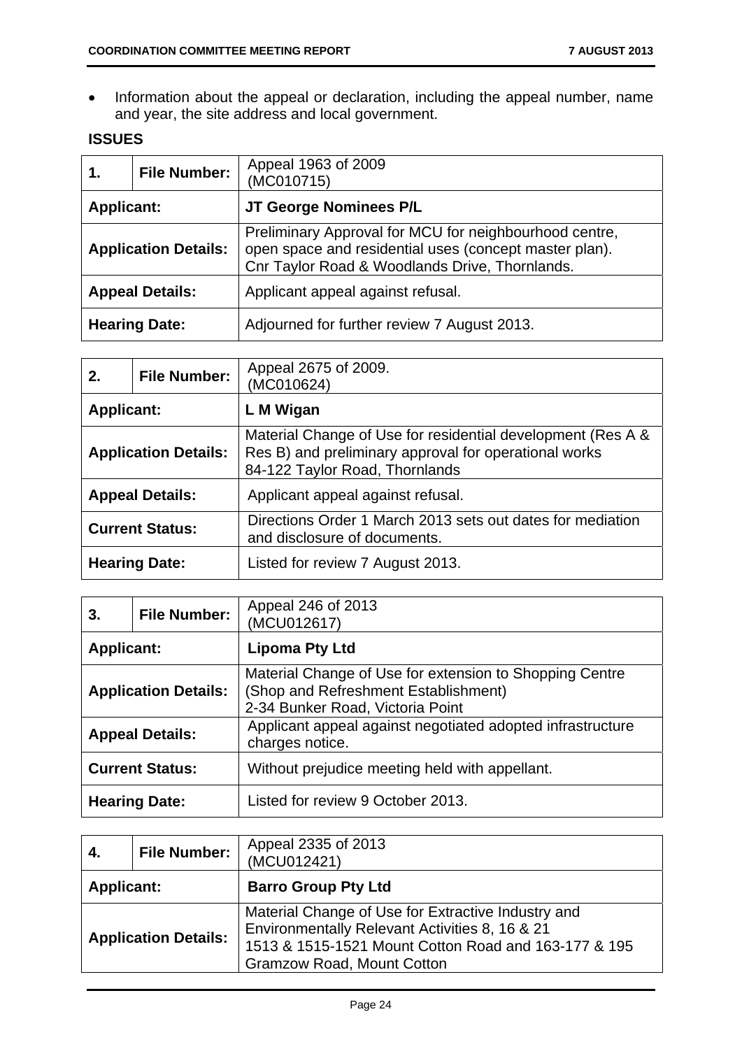- Information about the appeal or declaration, including the appeal number, name and year, the site address and local government.

**ISSUES**

| 1. | File Number: | Appeal 1963 of 2009 (MC010715) |
|---|---|---|
| **Applicant:** | | **JT George Nominees P/L** |
| **Application Details:** | | Preliminary Approval for MCU for neighbourhood centre, open space and residential uses (concept master plan). Cnr Taylor Road & Woodlands Drive, Thornlands. |
| **Appeal Details:** | | Applicant appeal against refusal. |
| **Hearing Date:** | | Adjourned for further review 7 August 2013. |

| 2. | File Number: | Appeal 2675 of 2009. (MC010624) |
|---|---|---|
| **Applicant:** | | **L M Wigan** |
| **Application Details:** | | Material Change of Use for residential development (Res A & Res B) and preliminary approval for operational works 84-122 Taylor Road, Thornlands |
| **Appeal Details:** | | Applicant appeal against refusal. |
| **Current Status:** | | Directions Order 1 March 2013 sets out dates for mediation and disclosure of documents. |
| **Hearing Date:** | | Listed for review 7 August 2013. |

| 3. | File Number: | Appeal 246 of 2013 (MCU012617) |
|---|---|---|
| **Applicant:** | | **Lipoma Pty Ltd** |
| **Application Details:** | | Material Change of Use for extension to Shopping Centre (Shop and Refreshment Establishment) 2-34 Bunker Road, Victoria Point |
| **Appeal Details:** | | Applicant appeal against negotiated adopted infrastructure charges notice. |
| **Current Status:** | | Without prejudice meeting held with appellant. |
| **Hearing Date:** | | Listed for review 9 October 2013. |

| 4. | File Number: | Appeal 2335 of 2013 (MCU012421) |
|---|---|---|
| **Applicant:** | | **Barro Group Pty Ltd** |
| **Application Details:** | | Material Change of Use for Extractive Industry and Environmentally Relevant Activities 8, 16 & 21 1513 & 1515-1521 Mount Cotton Road and 163-177 & 195 Gramzow Road, Mount Cotton |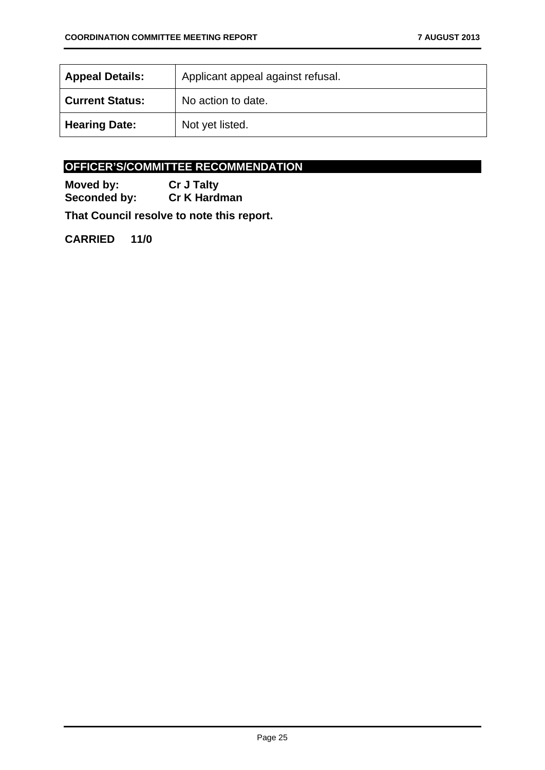| Appeal Details: | Applicant appeal against refusal. |
|---|---|
| Current Status: | No action to date. |
| Hearing Date: | Not yet listed. |

## OFFICER'S/COMMITTEE RECOMMENDATION

**Moved by:** **Cr J Talty**
**Seconded by:** **Cr K Hardman**

**That Council resolve to note this report.**

**CARRIED 11/0**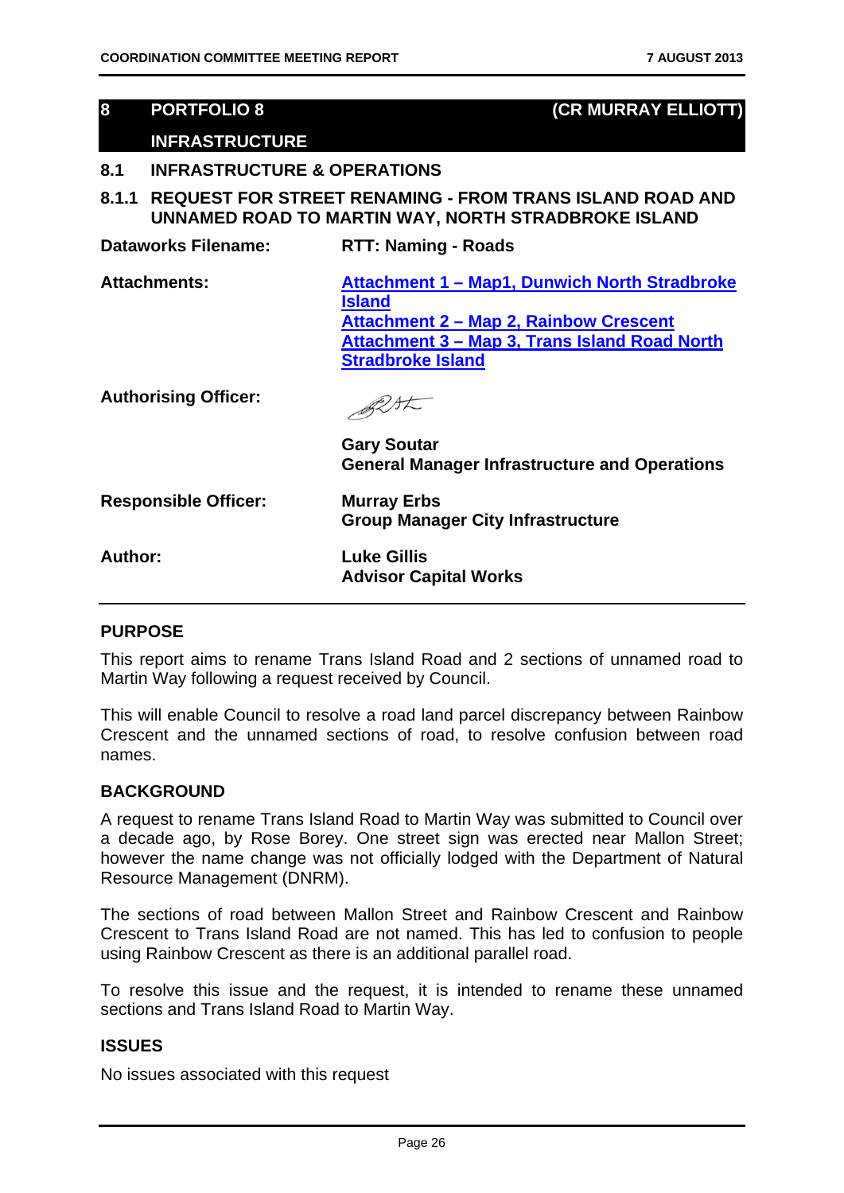## 8 PORTFOLIO 8 (CR MURRAY ELLIOTT)

## INFRASTRUCTURE

### 8.1 INFRASTRUCTURE & OPERATIONS

### 8.1.1 REQUEST FOR STREET RENAMING - FROM TRANS ISLAND ROAD AND UNNAMED ROAD TO MARTIN WAY, NORTH STRADBROKE ISLAND

**Dataworks Filename:** RTT: Naming - Roads

**Attachments:**
Attachment 1 – Map1, Dunwich North Stradbroke Island
Attachment 2 – Map 2, Rainbow Crescent
Attachment 3 – Map 3, Trans Island Road North Stradbroke Island

**Authorising Officer:**
Gary Soutar
General Manager Infrastructure and Operations

**Responsible Officer:**
Murray Erbs
Group Manager City Infrastructure

**Author:**
Luke Gillis
Advisor Capital Works

**PURPOSE**

This report aims to rename Trans Island Road and 2 sections of unnamed road to Martin Way following a request received by Council.

This will enable Council to resolve a road land parcel discrepancy between Rainbow Crescent and the unnamed sections of road, to resolve confusion between road names.

**BACKGROUND**

A request to rename Trans Island Road to Martin Way was submitted to Council over a decade ago, by Rose Borey. One street sign was erected near Mallon Street; however the name change was not officially lodged with the Department of Natural Resource Management (DNRM).

The sections of road between Mallon Street and Rainbow Crescent and Rainbow Crescent to Trans Island Road are not named. This has led to confusion to people using Rainbow Crescent as there is an additional parallel road.

To resolve this issue and the request, it is intended to rename these unnamed sections and Trans Island Road to Martin Way.

**ISSUES**

No issues associated with this request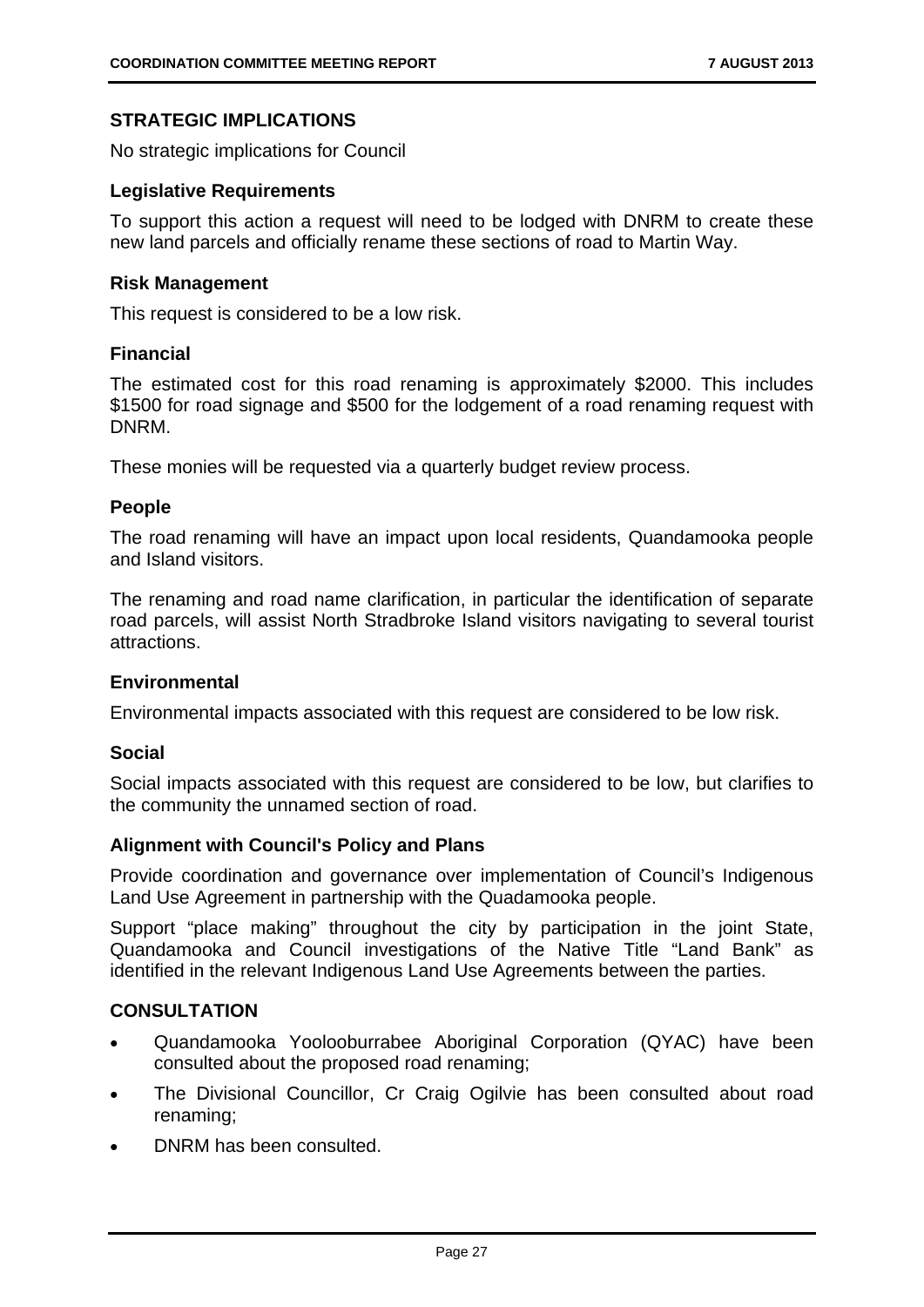## STRATEGIC IMPLICATIONS

No strategic implications for Council

### Legislative Requirements

To support this action a request will need to be lodged with DNRM to create these new land parcels and officially rename these sections of road to Martin Way.

### Risk Management

This request is considered to be a low risk.

### Financial

The estimated cost for this road renaming is approximately $2000. This includes $1500 for road signage and $500 for the lodgement of a road renaming request with DNRM.

These monies will be requested via a quarterly budget review process.

### People

The road renaming will have an impact upon local residents, Quandamooka people and Island visitors.

The renaming and road name clarification, in particular the identification of separate road parcels, will assist North Stradbroke Island visitors navigating to several tourist attractions.

### Environmental

Environmental impacts associated with this request are considered to be low risk.

### Social

Social impacts associated with this request are considered to be low, but clarifies to the community the unnamed section of road.

### Alignment with Council's Policy and Plans

Provide coordination and governance over implementation of Council's Indigenous Land Use Agreement in partnership with the Quadamooka people.

Support "place making" throughout the city by participation in the joint State, Quandamooka and Council investigations of the Native Title "Land Bank" as identified in the relevant Indigenous Land Use Agreements between the parties.

## CONSULTATION

- Quandamooka Yoolooburrabee Aboriginal Corporation (QYAC) have been consulted about the proposed road renaming;
- The Divisional Councillor, Cr Craig Ogilvie has been consulted about road renaming;
- DNRM has been consulted.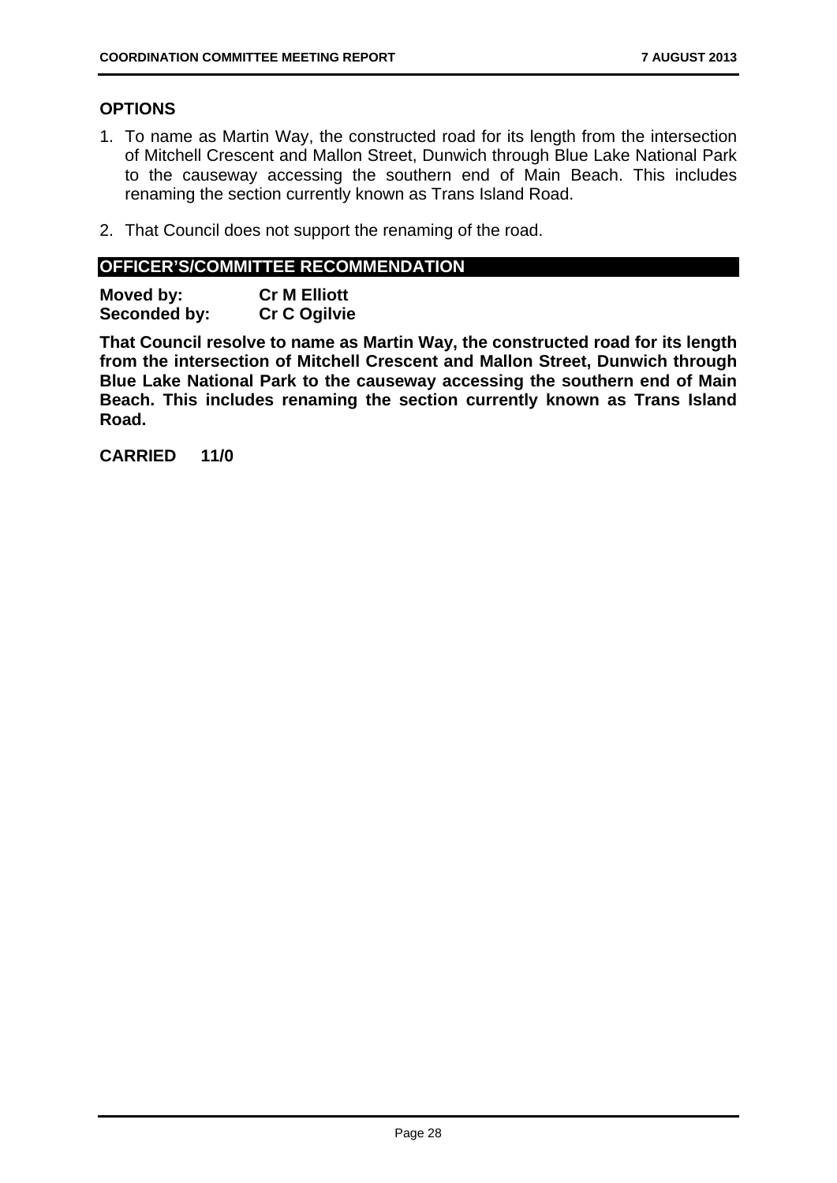## OPTIONS

1. To name as Martin Way, the constructed road for its length from the intersection of Mitchell Crescent and Mallon Street, Dunwich through Blue Lake National Park to the causeway accessing the southern end of Main Beach. This includes renaming the section currently known as Trans Island Road.

2. That Council does not support the renaming of the road.

## OFFICER'S/COMMITTEE RECOMMENDATION

**Moved by:** **Cr M Elliott**
**Seconded by:** **Cr C Ogilvie**

**That Council resolve to name as Martin Way, the constructed road for its length from the intersection of Mitchell Crescent and Mallon Street, Dunwich through Blue Lake National Park to the causeway accessing the southern end of Main Beach. This includes renaming the section currently known as Trans Island Road.**

**CARRIED 11/0**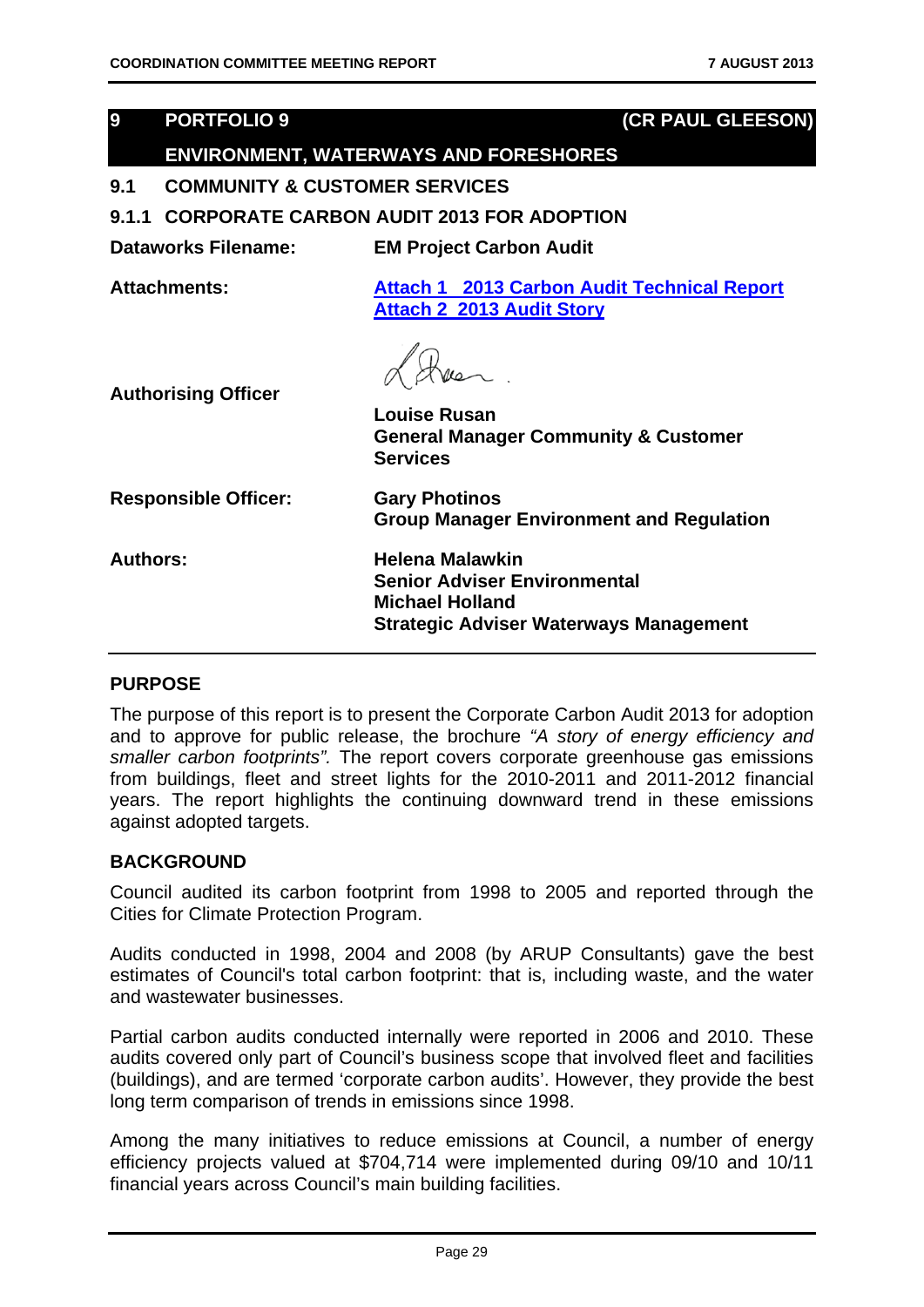## 9 PORTFOLIO 9 (CR PAUL GLEESON)

## ENVIRONMENT, WATERWAYS AND FORESHORES

### 9.1 COMMUNITY & CUSTOMER SERVICES

### 9.1.1 CORPORATE CARBON AUDIT 2013 FOR ADOPTION

**Dataworks Filename:** **EM Project Carbon Audit**

**Attachments:** **Attach 1 2013 Carbon Audit Technical Report**
**Attach 2 2013 Audit Story**

**Authorising Officer** **Louise Rusan**
**General Manager Community & Customer Services**

**Responsible Officer:** **Gary Photinos**
**Group Manager Environment and Regulation**

**Authors:** **Helena Malawkin**
**Senior Adviser Environmental**
**Michael Holland**
**Strategic Adviser Waterways Management**

### PURPOSE

The purpose of this report is to present the Corporate Carbon Audit 2013 for adoption and to approve for public release, the brochure *"A story of energy efficiency and smaller carbon footprints".* The report covers corporate greenhouse gas emissions from buildings, fleet and street lights for the 2010-2011 and 2011-2012 financial years. The report highlights the continuing downward trend in these emissions against adopted targets.

### BACKGROUND

Council audited its carbon footprint from 1998 to 2005 and reported through the Cities for Climate Protection Program.

Audits conducted in 1998, 2004 and 2008 (by ARUP Consultants) gave the best estimates of Council's total carbon footprint: that is, including waste, and the water and wastewater businesses.

Partial carbon audits conducted internally were reported in 2006 and 2010. These audits covered only part of Council's business scope that involved fleet and facilities (buildings), and are termed 'corporate carbon audits'. However, they provide the best long term comparison of trends in emissions since 1998.

Among the many initiatives to reduce emissions at Council, a number of energy efficiency projects valued at $704,714 were implemented during 09/10 and 10/11 financial years across Council's main building facilities.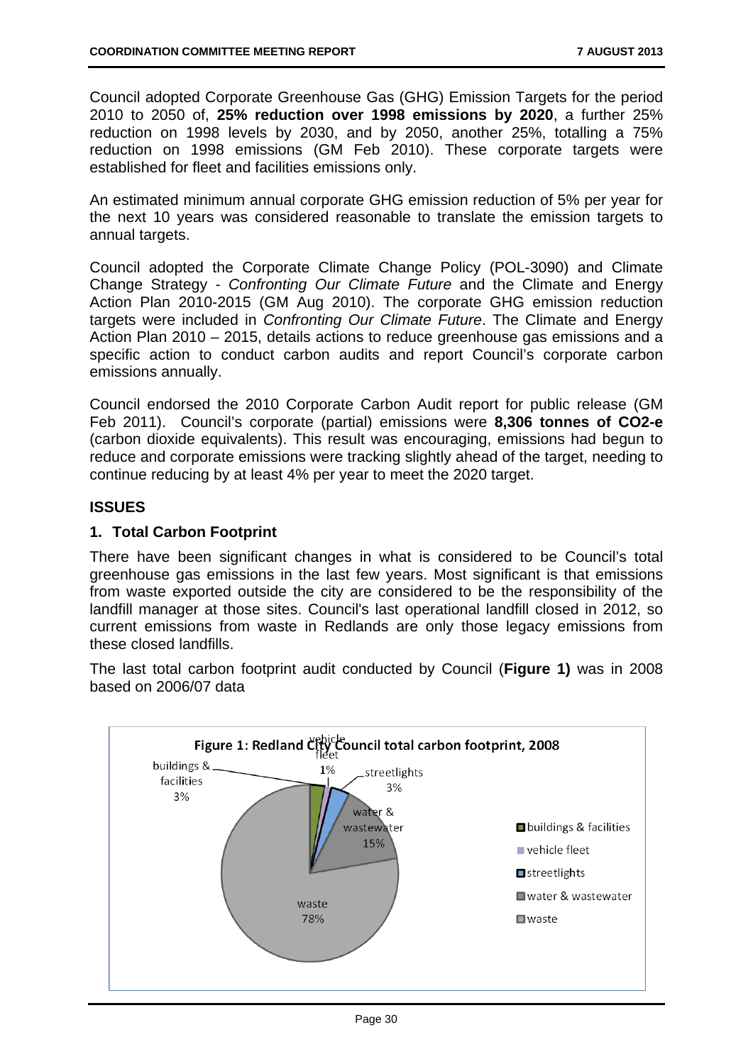Council adopted Corporate Greenhouse Gas (GHG) Emission Targets for the period 2010 to 2050 of, **25% reduction over 1998 emissions by 2020**, a further 25% reduction on 1998 levels by 2030, and by 2050, another 25%, totalling a 75% reduction on 1998 emissions (GM Feb 2010). These corporate targets were established for fleet and facilities emissions only.

An estimated minimum annual corporate GHG emission reduction of 5% per year for the next 10 years was considered reasonable to translate the emission targets to annual targets.

Council adopted the Corporate Climate Change Policy (POL-3090) and Climate Change Strategy - *Confronting Our Climate Future* and the Climate and Energy Action Plan 2010-2015 (GM Aug 2010). The corporate GHG emission reduction targets were included in *Confronting Our Climate Future*. The Climate and Energy Action Plan 2010 – 2015, details actions to reduce greenhouse gas emissions and a specific action to conduct carbon audits and report Council's corporate carbon emissions annually.

Council endorsed the 2010 Corporate Carbon Audit report for public release (GM Feb 2011). Council's corporate (partial) emissions were **8,306 tonnes of CO2-e** (carbon dioxide equivalents). This result was encouraging, emissions had begun to reduce and corporate emissions were tracking slightly ahead of the target, needing to continue reducing by at least 4% per year to meet the 2020 target.

## ISSUES

### 1. Total Carbon Footprint

There have been significant changes in what is considered to be Council's total greenhouse gas emissions in the last few years. Most significant is that emissions from waste exported outside the city are considered to be the responsibility of the landfill manager at those sites. Council's last operational landfill closed in 2012, so current emissions from waste in Redlands are only those legacy emissions from these closed landfills.

The last total carbon footprint audit conducted by Council (**Figure 1)** was in 2008 based on 2006/07 data

**Figure 1: Redland City Council total carbon footprint, 2008**

| Category | Share |
|---|---|
| buildings & facilities | 3% |
| vehicle fleet | 1% |
| streetlights | 3% |
| water & wastewater | 15% |
| waste | 78% |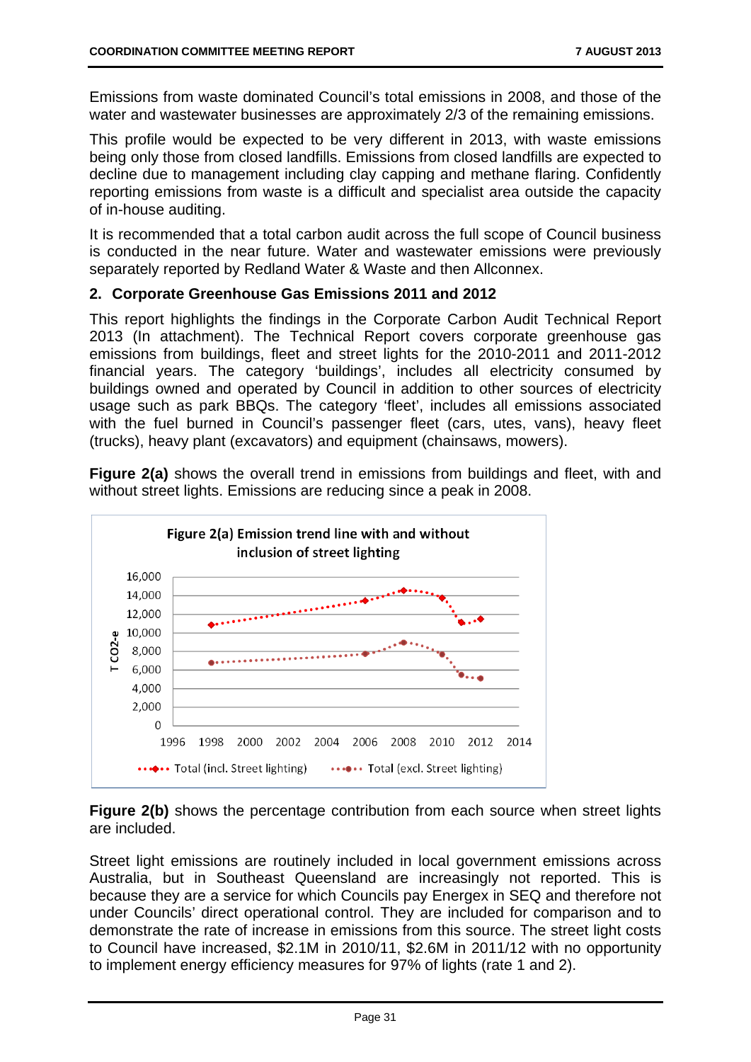Emissions from waste dominated Council's total emissions in 2008, and those of the water and wastewater businesses are approximately 2/3 of the remaining emissions.

This profile would be expected to be very different in 2013, with waste emissions being only those from closed landfills. Emissions from closed landfills are expected to decline due to management including clay capping and methane flaring. Confidently reporting emissions from waste is a difficult and specialist area outside the capacity of in-house auditing.

It is recommended that a total carbon audit across the full scope of Council business is conducted in the near future. Water and wastewater emissions were previously separately reported by Redland Water & Waste and then Allconnex.

## 2. Corporate Greenhouse Gas Emissions 2011 and 2012

This report highlights the findings in the Corporate Carbon Audit Technical Report 2013 (In attachment). The Technical Report covers corporate greenhouse gas emissions from buildings, fleet and street lights for the 2010-2011 and 2011-2012 financial years. The category 'buildings', includes all electricity consumed by buildings owned and operated by Council in addition to other sources of electricity usage such as park BBQs. The category 'fleet', includes all emissions associated with the fuel burned in Council's passenger fleet (cars, utes, vans), heavy fleet (trucks), heavy plant (excavators) and equipment (chainsaws, mowers).

**Figure 2(a)** shows the overall trend in emissions from buildings and fleet, with and without street lights. Emissions are reducing since a peak in 2008.

Figure 2(a) Emission trend line with and without inclusion of street lighting

**Figure 2(b)** shows the percentage contribution from each source when street lights are included.

Street light emissions are routinely included in local government emissions across Australia, but in Southeast Queensland are increasingly not reported. This is because they are a service for which Councils pay Energex in SEQ and therefore not under Councils' direct operational control. They are included for comparison and to demonstrate the rate of increase in emissions from this source. The street light costs to Council have increased, $2.1M in 2010/11, $2.6M in 2011/12 with no opportunity to implement energy efficiency measures for 97% of lights (rate 1 and 2).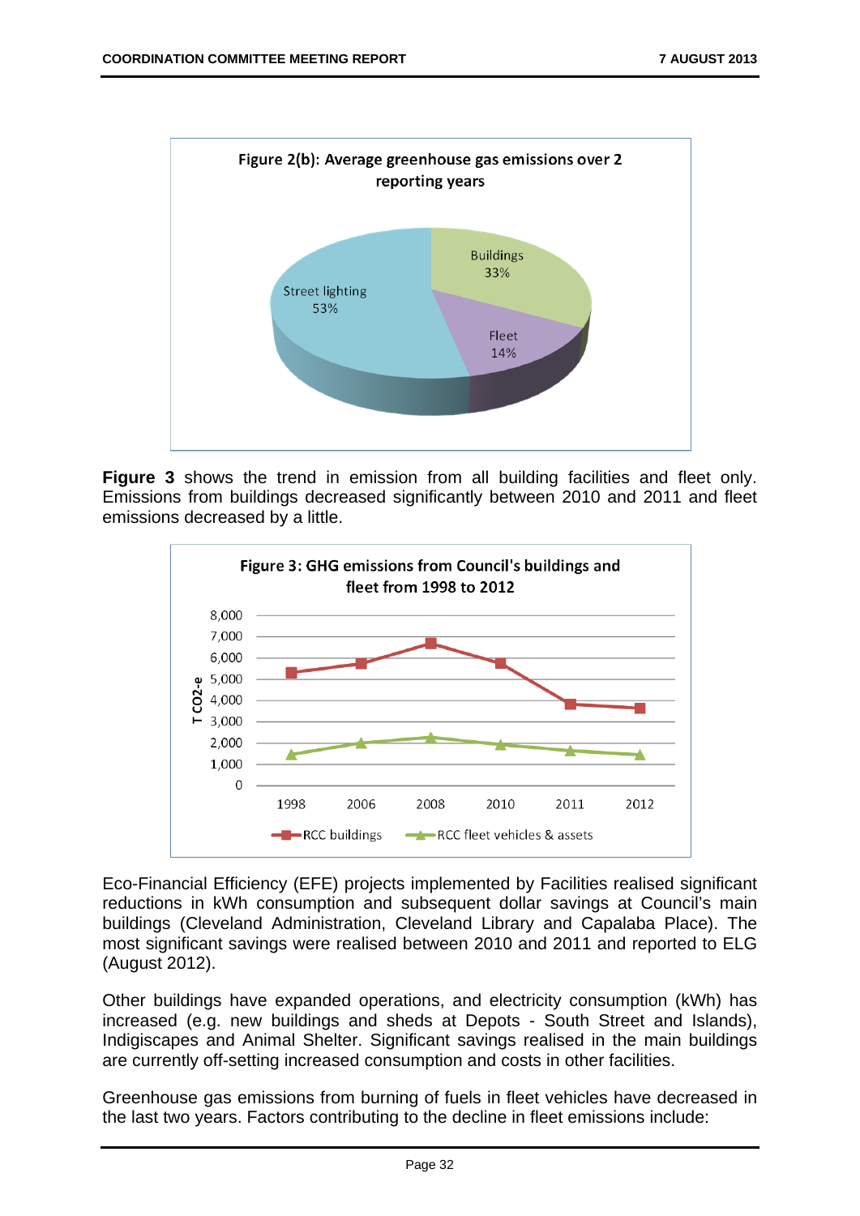Figure 2(b): Average greenhouse gas emissions over 2 reporting years

| Category | Share |
|---|---|
| Street lighting | 53% |
| Buildings | 33% |
| Fleet | 14% |

**Figure 3** shows the trend in emission from all building facilities and fleet only. Emissions from buildings decreased significantly between 2010 and 2011 and fleet emissions decreased by a little.

Figure 3: GHG emissions from Council's buildings and fleet from 1998 to 2012

Y-axis: T CO2-e (0 to 8,000). Series: RCC buildings; RCC fleet vehicles & assets.

| Year | RCC buildings (approx.) | RCC fleet vehicles & assets (approx.) |
|---|---|---|
| 1998 | 5,300 | 1,500 |
| 2006 | 5,700 | 2,000 |
| 2008 | 6,700 | 2,250 |
| 2010 | 5,700 | 1,950 |
| 2011 | 3,800 | 1,650 |
| 2012 | 3,650 | 1,450 |

Eco-Financial Efficiency (EFE) projects implemented by Facilities realised significant reductions in kWh consumption and subsequent dollar savings at Council's main buildings (Cleveland Administration, Cleveland Library and Capalaba Place). The most significant savings were realised between 2010 and 2011 and reported to ELG (August 2012).

Other buildings have expanded operations, and electricity consumption (kWh) has increased (e.g. new buildings and sheds at Depots - South Street and Islands), Indigiscapes and Animal Shelter. Significant savings realised in the main buildings are currently off-setting increased consumption and costs in other facilities.

Greenhouse gas emissions from burning of fuels in fleet vehicles have decreased in the last two years. Factors contributing to the decline in fleet emissions include: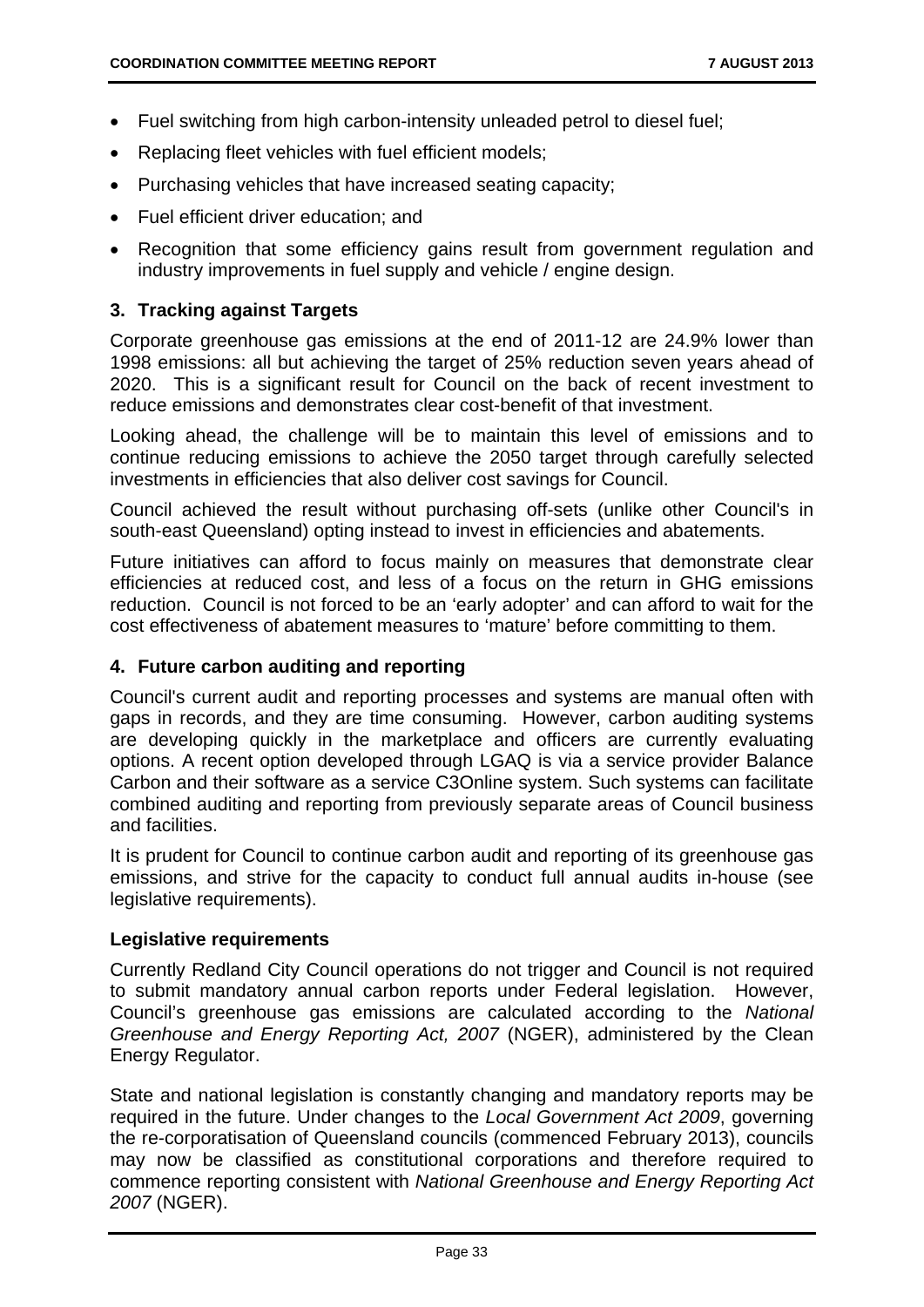- Fuel switching from high carbon-intensity unleaded petrol to diesel fuel;
- Replacing fleet vehicles with fuel efficient models;
- Purchasing vehicles that have increased seating capacity;
- Fuel efficient driver education; and
- Recognition that some efficiency gains result from government regulation and industry improvements in fuel supply and vehicle / engine design.

## 3. Tracking against Targets

Corporate greenhouse gas emissions at the end of 2011-12 are 24.9% lower than 1998 emissions: all but achieving the target of 25% reduction seven years ahead of 2020. This is a significant result for Council on the back of recent investment to reduce emissions and demonstrates clear cost-benefit of that investment.

Looking ahead, the challenge will be to maintain this level of emissions and to continue reducing emissions to achieve the 2050 target through carefully selected investments in efficiencies that also deliver cost savings for Council.

Council achieved the result without purchasing off-sets (unlike other Council's in south-east Queensland) opting instead to invest in efficiencies and abatements.

Future initiatives can afford to focus mainly on measures that demonstrate clear efficiencies at reduced cost, and less of a focus on the return in GHG emissions reduction. Council is not forced to be an 'early adopter' and can afford to wait for the cost effectiveness of abatement measures to 'mature' before committing to them.

## 4. Future carbon auditing and reporting

Council's current audit and reporting processes and systems are manual often with gaps in records, and they are time consuming. However, carbon auditing systems are developing quickly in the marketplace and officers are currently evaluating options. A recent option developed through LGAQ is via a service provider Balance Carbon and their software as a service C3Online system. Such systems can facilitate combined auditing and reporting from previously separate areas of Council business and facilities.

It is prudent for Council to continue carbon audit and reporting of its greenhouse gas emissions, and strive for the capacity to conduct full annual audits in-house (see legislative requirements).

### Legislative requirements

Currently Redland City Council operations do not trigger and Council is not required to submit mandatory annual carbon reports under Federal legislation. However, Council's greenhouse gas emissions are calculated according to the *National Greenhouse and Energy Reporting Act, 2007* (NGER), administered by the Clean Energy Regulator.

State and national legislation is constantly changing and mandatory reports may be required in the future. Under changes to the *Local Government Act 2009*, governing the re-corporatisation of Queensland councils (commenced February 2013), councils may now be classified as constitutional corporations and therefore required to commence reporting consistent with *National Greenhouse and Energy Reporting Act 2007* (NGER).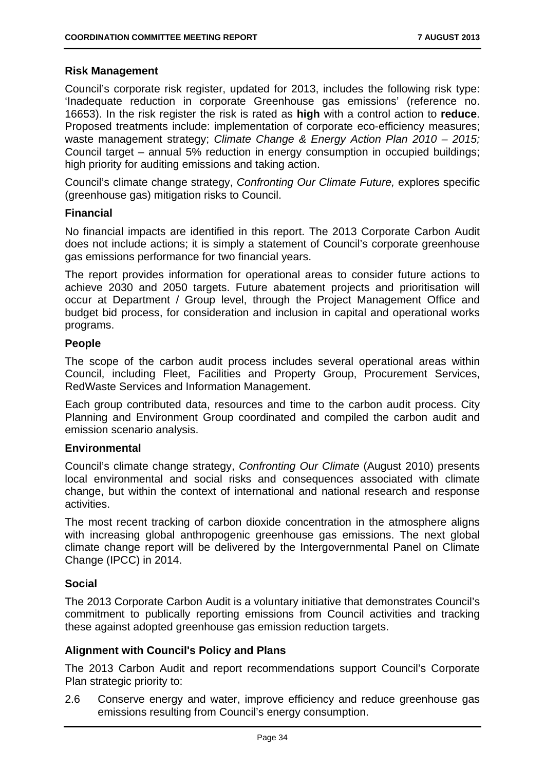### Risk Management

Council's corporate risk register, updated for 2013, includes the following risk type: 'Inadequate reduction in corporate Greenhouse gas emissions' (reference no. 16653). In the risk register the risk is rated as **high** with a control action to **reduce**. Proposed treatments include: implementation of corporate eco-efficiency measures; waste management strategy; *Climate Change & Energy Action Plan 2010 – 2015;* Council target – annual 5% reduction in energy consumption in occupied buildings; high priority for auditing emissions and taking action.

Council's climate change strategy, *Confronting Our Climate Future,* explores specific (greenhouse gas) mitigation risks to Council.

### Financial

No financial impacts are identified in this report. The 2013 Corporate Carbon Audit does not include actions; it is simply a statement of Council's corporate greenhouse gas emissions performance for two financial years.

The report provides information for operational areas to consider future actions to achieve 2030 and 2050 targets. Future abatement projects and prioritisation will occur at Department / Group level, through the Project Management Office and budget bid process, for consideration and inclusion in capital and operational works programs.

### People

The scope of the carbon audit process includes several operational areas within Council, including Fleet, Facilities and Property Group, Procurement Services, RedWaste Services and Information Management.

Each group contributed data, resources and time to the carbon audit process. City Planning and Environment Group coordinated and compiled the carbon audit and emission scenario analysis.

### Environmental

Council's climate change strategy, *Confronting Our Climate* (August 2010) presents local environmental and social risks and consequences associated with climate change, but within the context of international and national research and response activities.

The most recent tracking of carbon dioxide concentration in the atmosphere aligns with increasing global anthropogenic greenhouse gas emissions. The next global climate change report will be delivered by the Intergovernmental Panel on Climate Change (IPCC) in 2014.

### Social

The 2013 Corporate Carbon Audit is a voluntary initiative that demonstrates Council's commitment to publically reporting emissions from Council activities and tracking these against adopted greenhouse gas emission reduction targets.

### Alignment with Council's Policy and Plans

The 2013 Carbon Audit and report recommendations support Council's Corporate Plan strategic priority to:

2.6 Conserve energy and water, improve efficiency and reduce greenhouse gas emissions resulting from Council's energy consumption.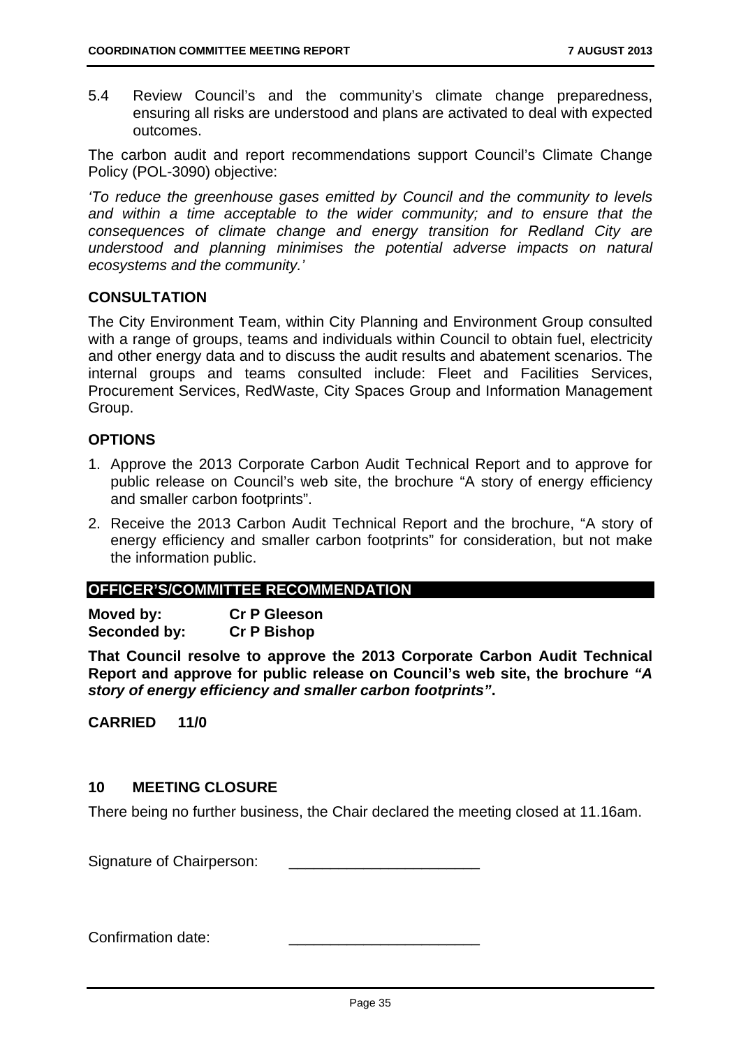5.4 Review Council's and the community's climate change preparedness, ensuring all risks are understood and plans are activated to deal with expected outcomes.

The carbon audit and report recommendations support Council's Climate Change Policy (POL-3090) objective:

*'To reduce the greenhouse gases emitted by Council and the community to levels and within a time acceptable to the wider community; and to ensure that the consequences of climate change and energy transition for Redland City are understood and planning minimises the potential adverse impacts on natural ecosystems and the community.'*

### CONSULTATION

The City Environment Team, within City Planning and Environment Group consulted with a range of groups, teams and individuals within Council to obtain fuel, electricity and other energy data and to discuss the audit results and abatement scenarios. The internal groups and teams consulted include: Fleet and Facilities Services, Procurement Services, RedWaste, City Spaces Group and Information Management Group.

### OPTIONS

1. Approve the 2013 Corporate Carbon Audit Technical Report and to approve for public release on Council's web site, the brochure "A story of energy efficiency and smaller carbon footprints".
2. Receive the 2013 Carbon Audit Technical Report and the brochure, "A story of energy efficiency and smaller carbon footprints" for consideration, but not make the information public.

### OFFICER'S/COMMITTEE RECOMMENDATION

**Moved by:** **Cr P Gleeson**
**Seconded by:** **Cr P Bishop**

**That Council resolve to approve the 2013 Corporate Carbon Audit Technical Report and approve for public release on Council's web site, the brochure *"A story of energy efficiency and smaller carbon footprints"*.**

**CARRIED 11/0**

## 10 MEETING CLOSURE

There being no further business, the Chair declared the meeting closed at 11.16am.

Signature of Chairperson: _______________________

Confirmation date: _______________________